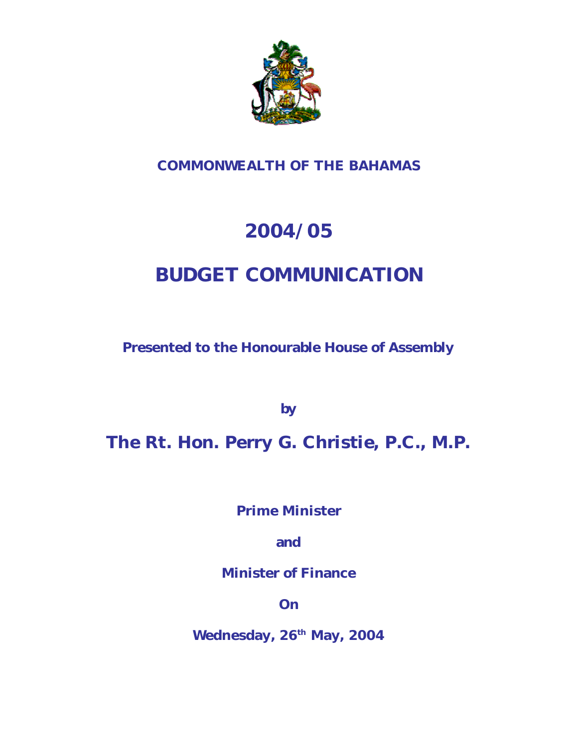**COMMONWEALTH OF THE BAHAMAS**

# 2004/05

# BUDGET COMMUNICATION

**Presented to the Honourable House of Assembly**

**by**

## The Rt. Hon. Perry G. Christie, P.C., M.P.

**Prime Minister**

**and**

**Minister of Finance**

**On**

**Wednesday, 26th May, 2004**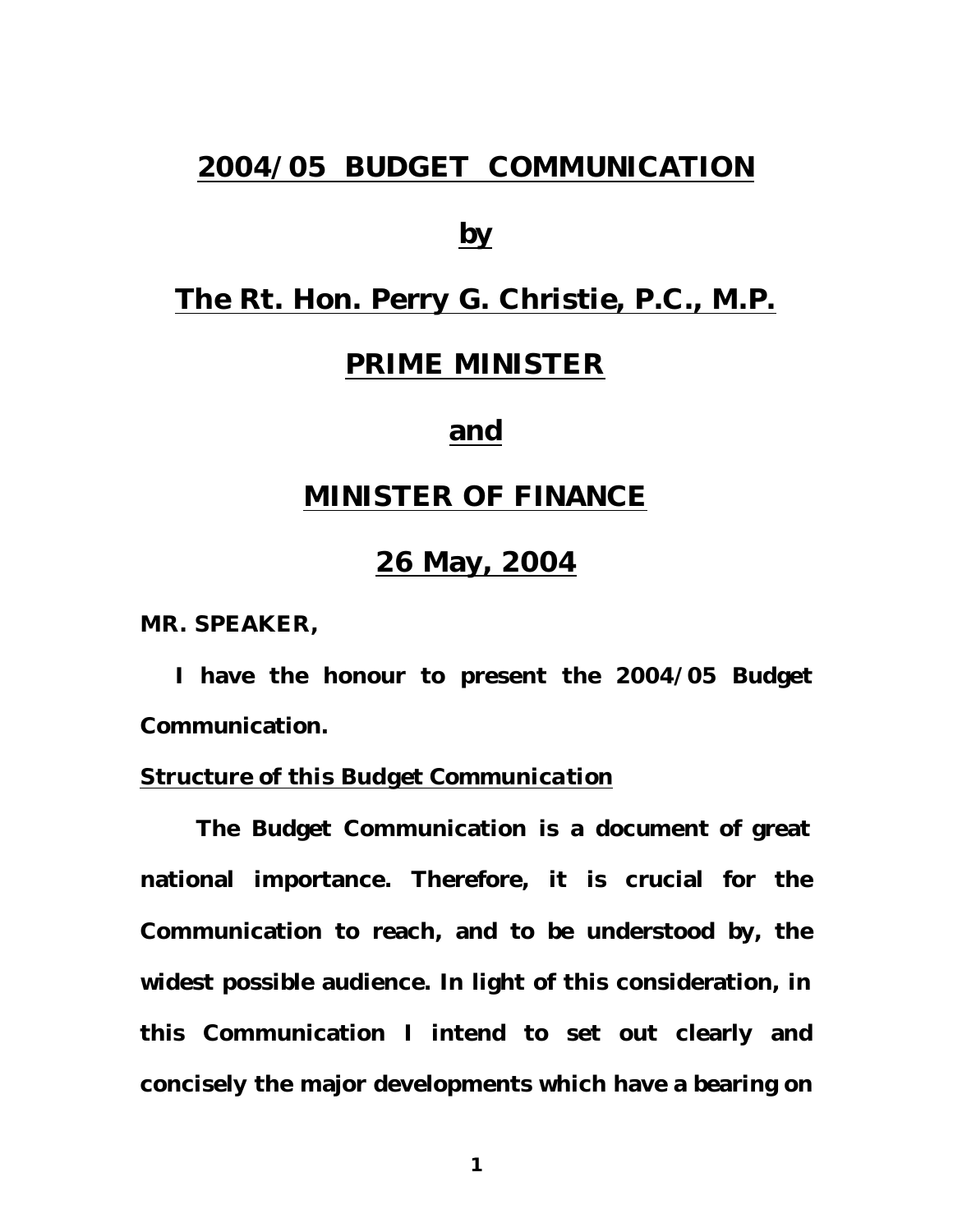# 2004/05 BUDGET COMMUNICATION

## by

## The Rt. Hon. Perry G. Christie, P.C., M.P.

## PRIME MINISTER

## and

## MINISTER OF FINANCE

## 26 May, 2004

**MR. SPEAKER,**

**I have the honour to present the 2004/05 Budget Communication.**

**Structure of this Budget Communication**

**The Budget Communication is a document of great national importance. Therefore, it is crucial for the Communication to reach, and to be understood by, the widest possible audience. In light of this consideration, in this Communication I intend to set out clearly and concisely the major developments which have a bearing on**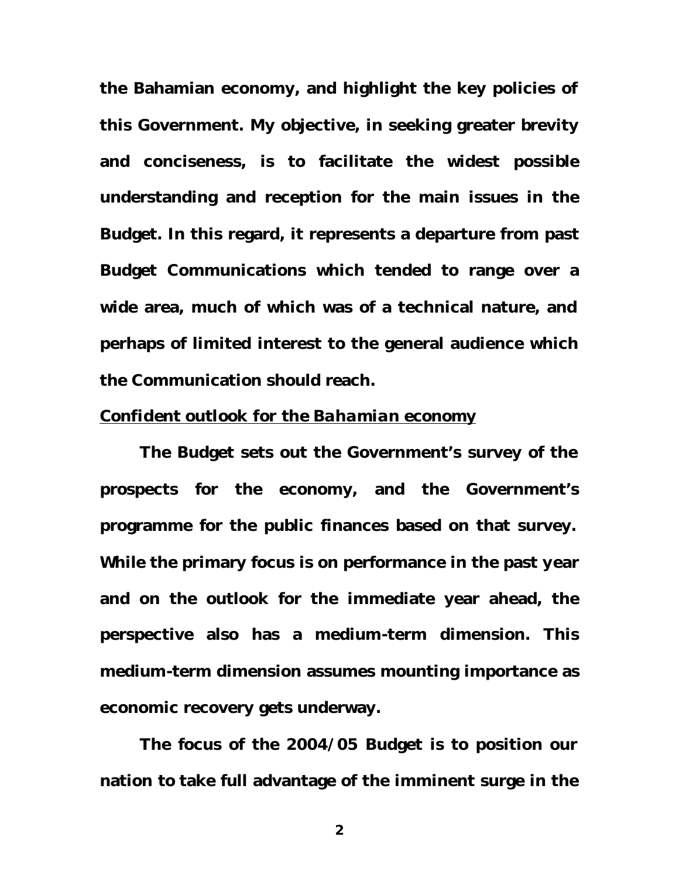**the Bahamian economy, and highlight the key policies of this Government. My objective, in seeking greater brevity and conciseness, is to facilitate the widest possible understanding and reception for the main issues in the Budget. In this regard, it represents a departure from past Budget Communications which tended to range over a wide area, much of which was of a technical nature, and perhaps of limited interest to the general audience which the Communication should reach.**

***<u>Confident outlook for the Bahamian economy</u>***

**The Budget sets out the Government's survey of the prospects for the economy, and the Government's programme for the public finances based on that survey. While the primary focus is on performance in the past year and on the outlook for the immediate year ahead, the perspective also has a medium-term dimension. This medium-term dimension assumes mounting importance as economic recovery gets underway.**

**The focus of the 2004/05 Budget is to position our nation to take full advantage of the imminent surge in the**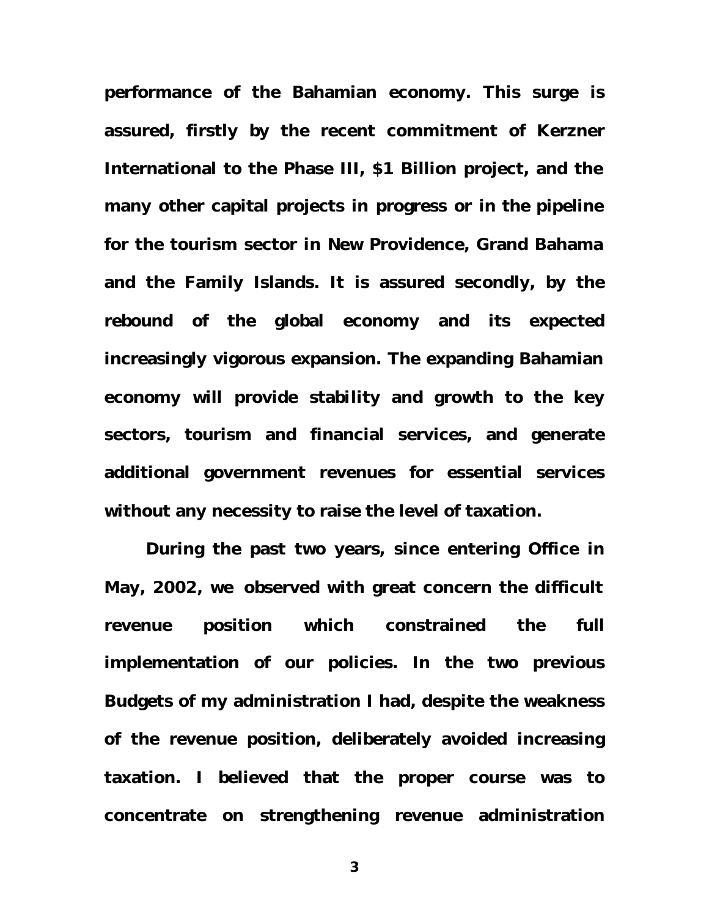**performance of the Bahamian economy. This surge is assured, firstly by the recent commitment of Kerzner International to the Phase III, $1 Billion project, and the many other capital projects in progress or in the pipeline for the tourism sector in New Providence, Grand Bahama and the Family Islands. It is assured secondly, by the rebound of the global economy and its expected increasingly vigorous expansion. The expanding Bahamian economy will provide stability and growth to the key sectors, tourism and financial services, and generate additional government revenues for essential services without any necessity to raise the level of taxation.**

**During the past two years, since entering Office in May, 2002, we observed with great concern the difficult revenue position which constrained the full implementation of our policies. In the two previous Budgets of my administration I had, despite the weakness of the revenue position, deliberately avoided increasing taxation. I believed that the proper course was to concentrate on strengthening revenue administration**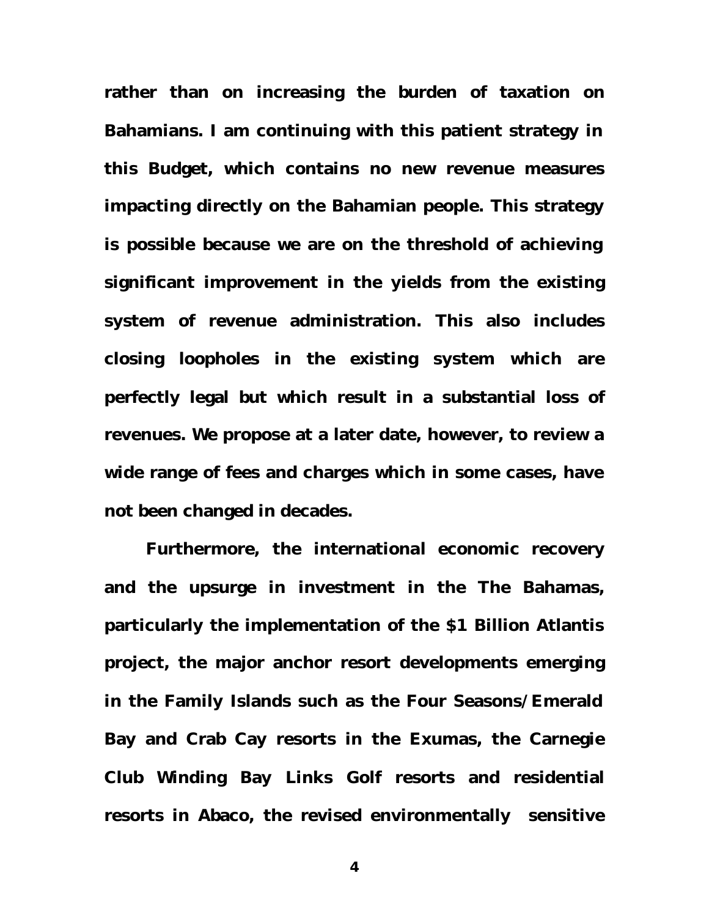rather than on increasing the burden of taxation on Bahamians. I am continuing with this patient strategy in this Budget, which contains no new revenue measures impacting directly on the Bahamian people. This strategy is possible because we are on the threshold of achieving significant improvement in the yields from the existing system of revenue administration. This also includes closing loopholes in the existing system which are perfectly legal but which result in a substantial loss of revenues. We propose at a later date, however, to review a wide range of fees and charges which in some cases, have not been changed in decades.

Furthermore, the international economic recovery and the upsurge in investment in the The Bahamas, particularly the implementation of the $1 Billion Atlantis project, the major anchor resort developments emerging in the Family Islands such as the Four Seasons/Emerald Bay and Crab Cay resorts in the Exumas, the Carnegie Club Winding Bay Links Golf resorts and residential resorts in Abaco, the revised environmentally sensitive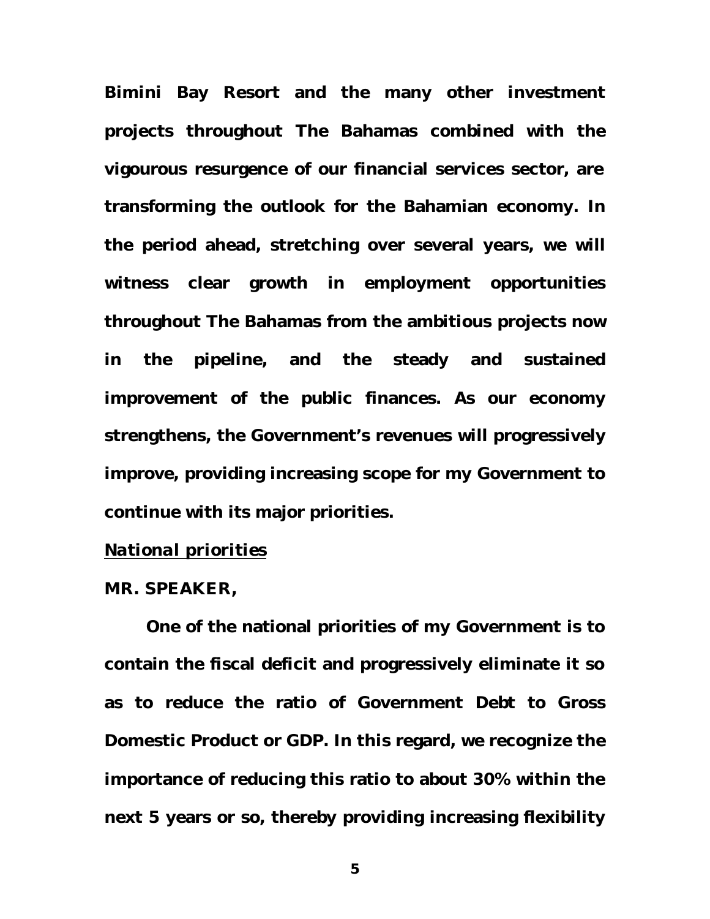**Bimini Bay Resort and the many other investment projects throughout The Bahamas combined with the vigourous resurgence of our financial services sector, are transforming the outlook for the Bahamian economy. In the period ahead, stretching over several years, we will witness clear growth in employment opportunities throughout The Bahamas from the ambitious projects now in the pipeline, and the steady and sustained improvement of the public finances. As our economy strengthens, the Government's revenues will progressively improve, providing increasing scope for my Government to continue with its major priorities.**

***National priorities***

**MR. SPEAKER,**

**One of the national priorities of my Government is to contain the fiscal deficit and progressively eliminate it so as to reduce the ratio of Government Debt to Gross Domestic Product or GDP. In this regard, we recognize the importance of reducing this ratio to about 30% within the next 5 years or so, thereby providing increasing flexibility**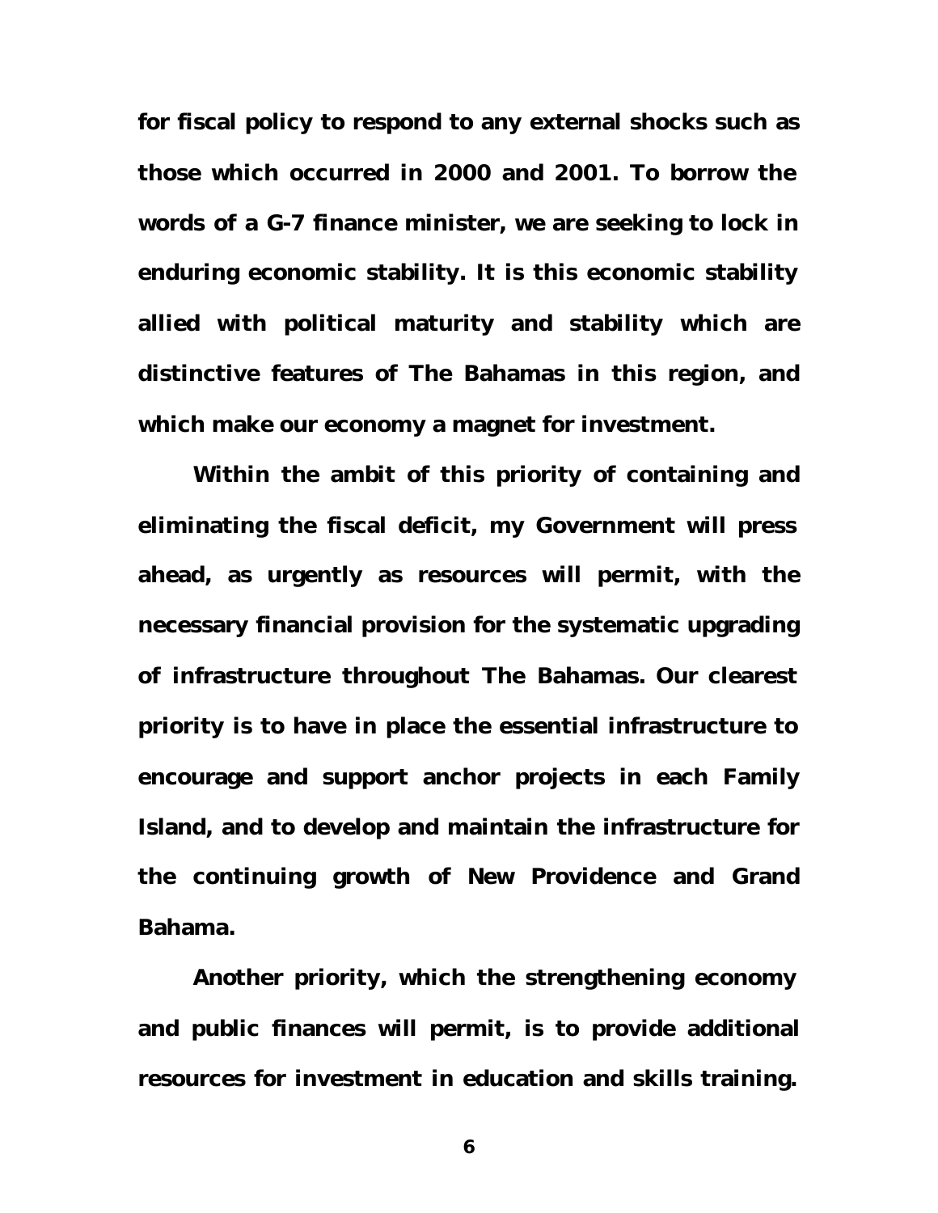for fiscal policy to respond to any external shocks such as those which occurred in 2000 and 2001. To borrow the words of a G-7 finance minister, we are seeking to lock in enduring economic stability. It is this economic stability allied with political maturity and stability which are distinctive features of The Bahamas in this region, and which make our economy a magnet for investment.

Within the ambit of this priority of containing and eliminating the fiscal deficit, my Government will press ahead, as urgently as resources will permit, with the necessary financial provision for the systematic upgrading of infrastructure throughout The Bahamas. Our clearest priority is to have in place the essential infrastructure to encourage and support anchor projects in each Family Island, and to develop and maintain the infrastructure for the continuing growth of New Providence and Grand Bahama.

Another priority, which the strengthening economy and public finances will permit, is to provide additional resources for investment in education and skills training.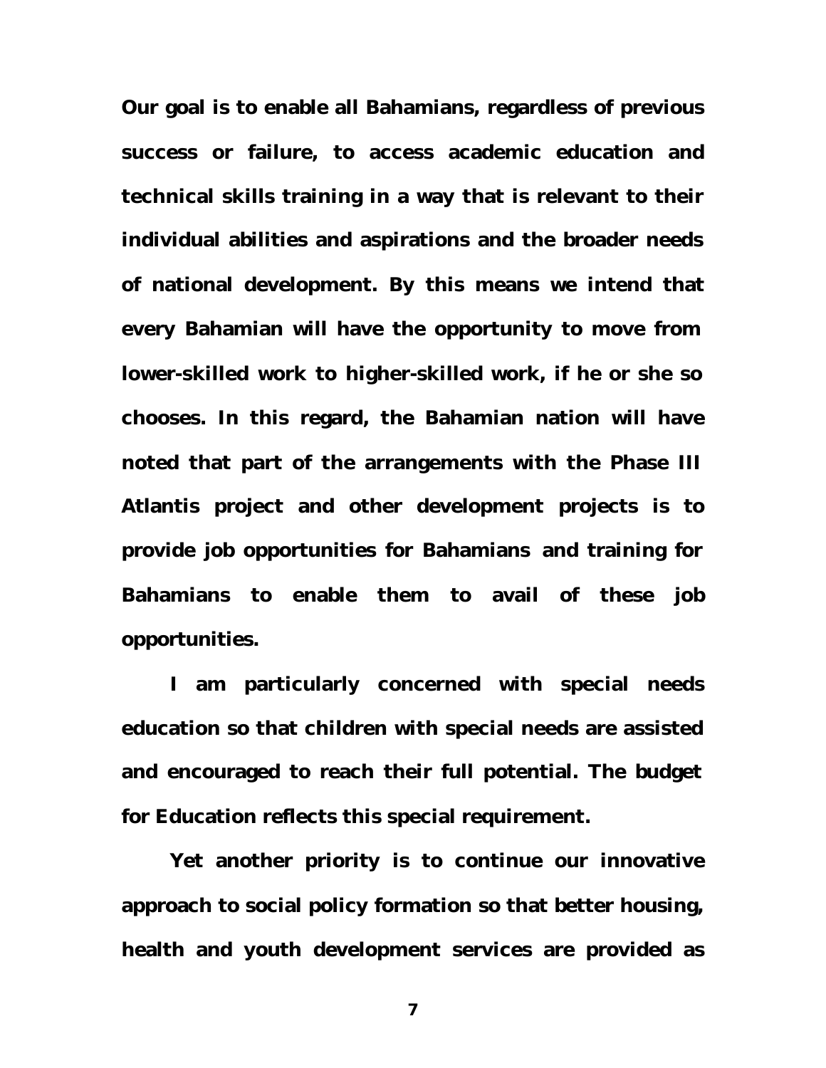**Our goal is to enable all Bahamians, regardless of previous success or failure, to access academic education and technical skills training in a way that is relevant to their individual abilities and aspirations and the broader needs of national development. By this means we intend that every Bahamian will have the opportunity to move from lower-skilled work to higher-skilled work, if he or she so chooses. In this regard, the Bahamian nation will have noted that part of the arrangements with the Phase III Atlantis project and other development projects is to provide job opportunities for Bahamians and training for Bahamians to enable them to avail of these job opportunities.**

**I am particularly concerned with special needs education so that children with special needs are assisted and encouraged to reach their full potential. The budget for Education reflects this special requirement.**

**Yet another priority is to continue our innovative approach to social policy formation so that better housing, health and youth development services are provided as**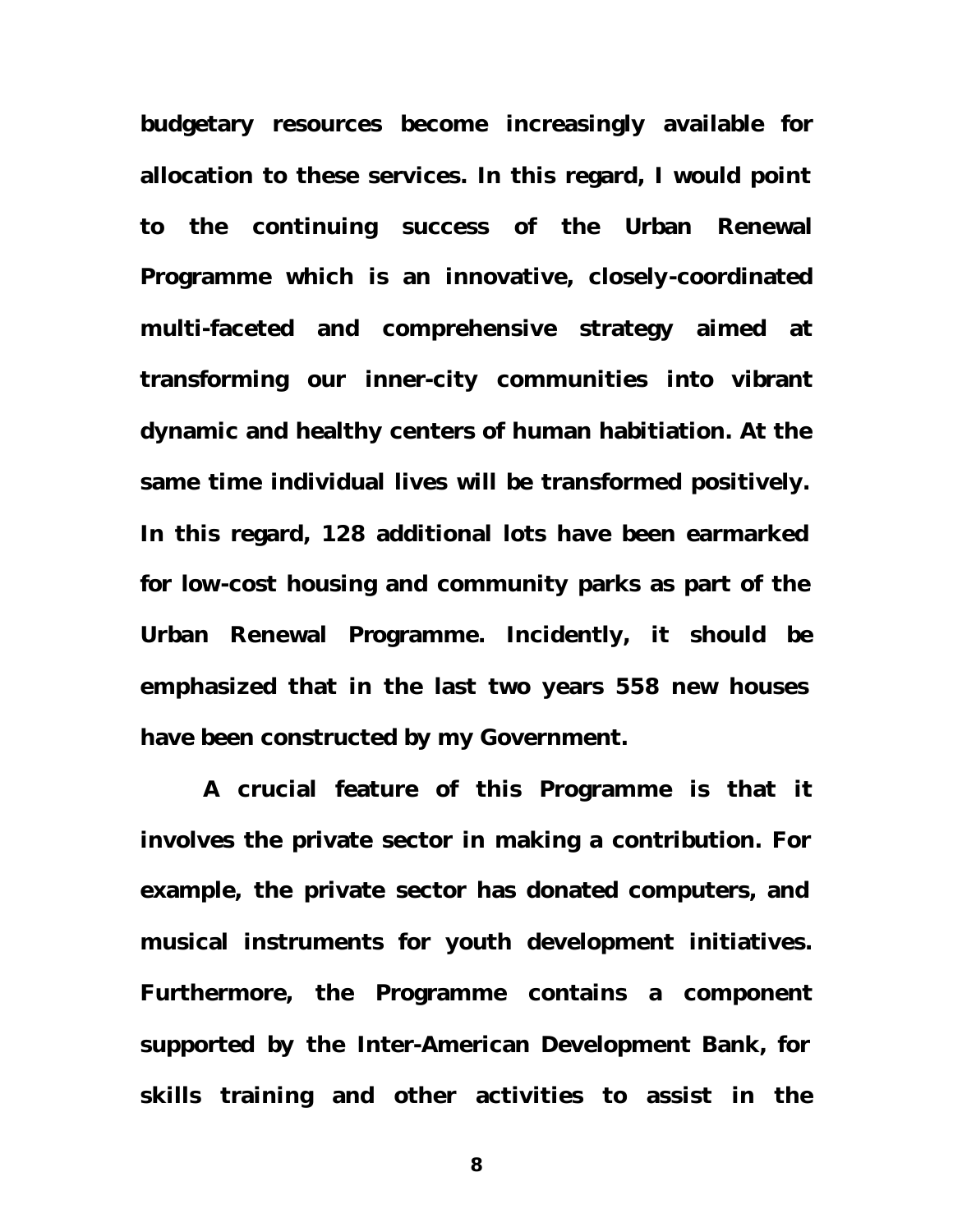**budgetary resources become increasingly available for allocation to these services. In this regard, I would point to the continuing success of the Urban Renewal Programme which is an innovative, closely-coordinated multi-faceted and comprehensive strategy aimed at transforming our inner-city communities into vibrant dynamic and healthy centers of human habitiation. At the same time individual lives will be transformed positively. In this regard, 128 additional lots have been earmarked for low-cost housing and community parks as part of the Urban Renewal Programme. Incidently, it should be emphasized that in the last two years 558 new houses have been constructed by my Government.**

**A crucial feature of this Programme is that it involves the private sector in making a contribution. For example, the private sector has donated computers, and musical instruments for youth development initiatives. Furthermore, the Programme contains a component supported by the Inter-American Development Bank, for skills training and other activities to assist in the**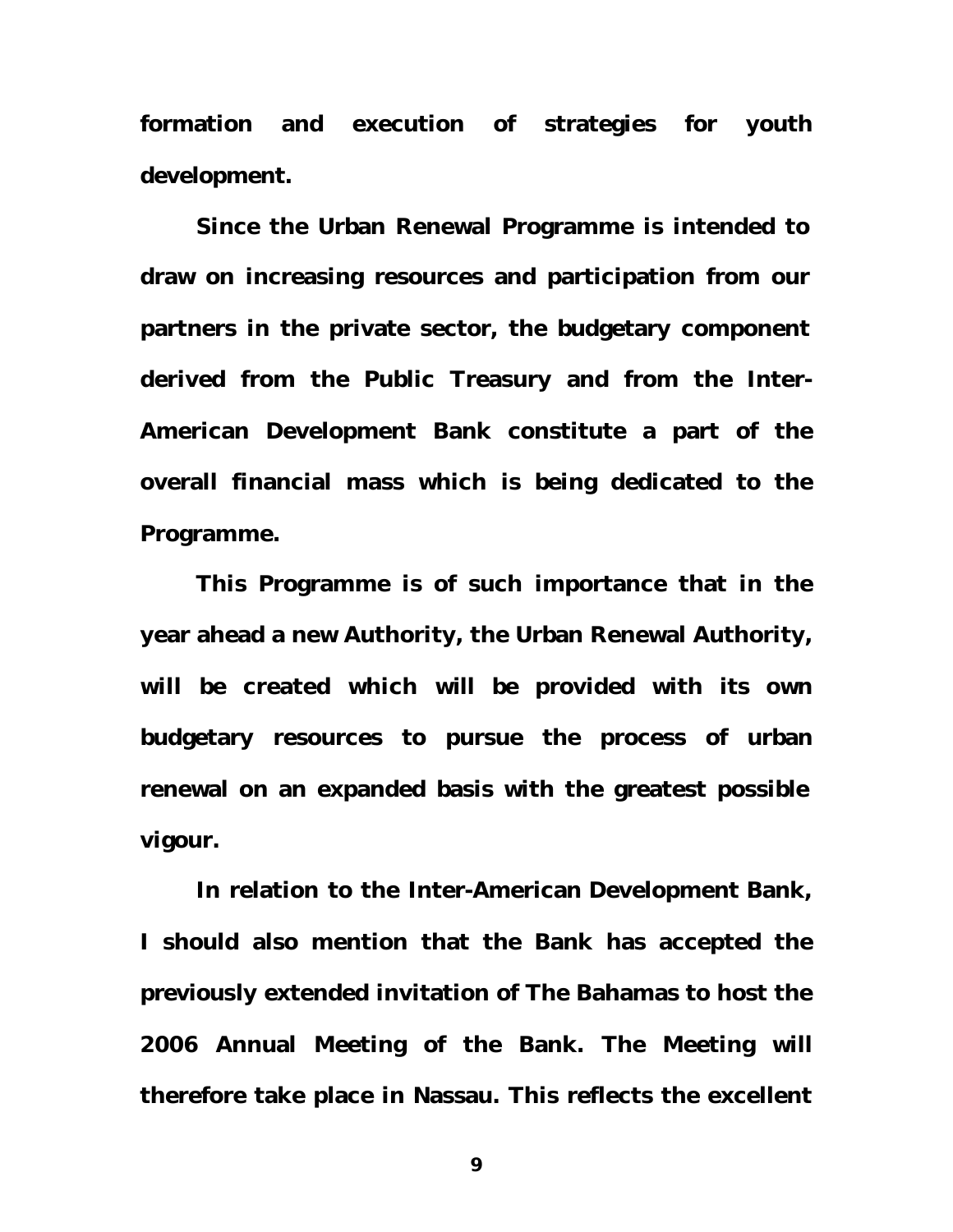**formation and execution of strategies for youth development.**

**Since the Urban Renewal Programme is intended to draw on increasing resources and participation from our partners in the private sector, the budgetary component derived from the Public Treasury and from the Inter-American Development Bank constitute a part of the overall financial mass which is being dedicated to the Programme.**

**This Programme is of such importance that in the year ahead a new Authority, the Urban Renewal Authority, will be created which will be provided with its own budgetary resources to pursue the process of urban renewal on an expanded basis with the greatest possible vigour.**

**In relation to the Inter-American Development Bank, I should also mention that the Bank has accepted the previously extended invitation of The Bahamas to host the 2006 Annual Meeting of the Bank. The Meeting will therefore take place in Nassau. This reflects the excellent**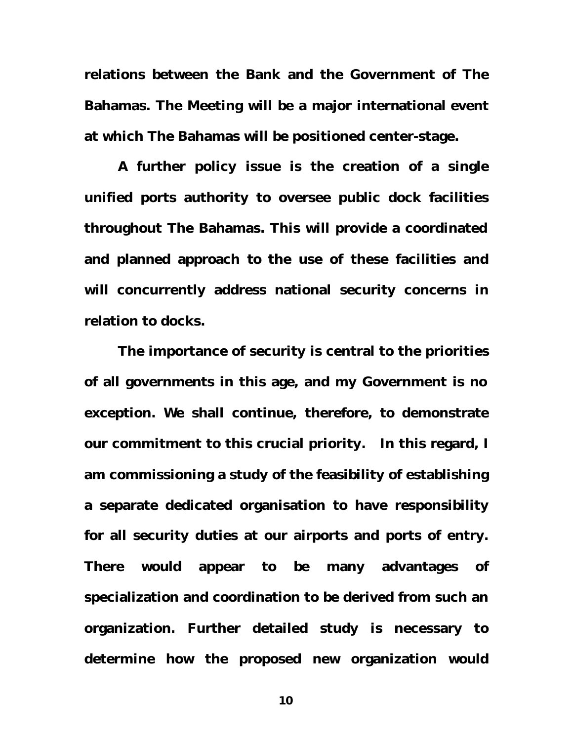**relations between the Bank and the Government of The Bahamas. The Meeting will be a major international event at which The Bahamas will be positioned center-stage.**

**A further policy issue is the creation of a single unified ports authority to oversee public dock facilities throughout The Bahamas. This will provide a coordinated and planned approach to the use of these facilities and will concurrently address national security concerns in relation to docks.**

**The importance of security is central to the priorities of all governments in this age, and my Government is no exception. We shall continue, therefore, to demonstrate our commitment to this crucial priority. In this regard, I am commissioning a study of the feasibility of establishing a separate dedicated organisation to have responsibility for all security duties at our airports and ports of entry. There would appear to be many advantages of specialization and coordination to be derived from such an organization. Further detailed study is necessary to determine how the proposed new organization would**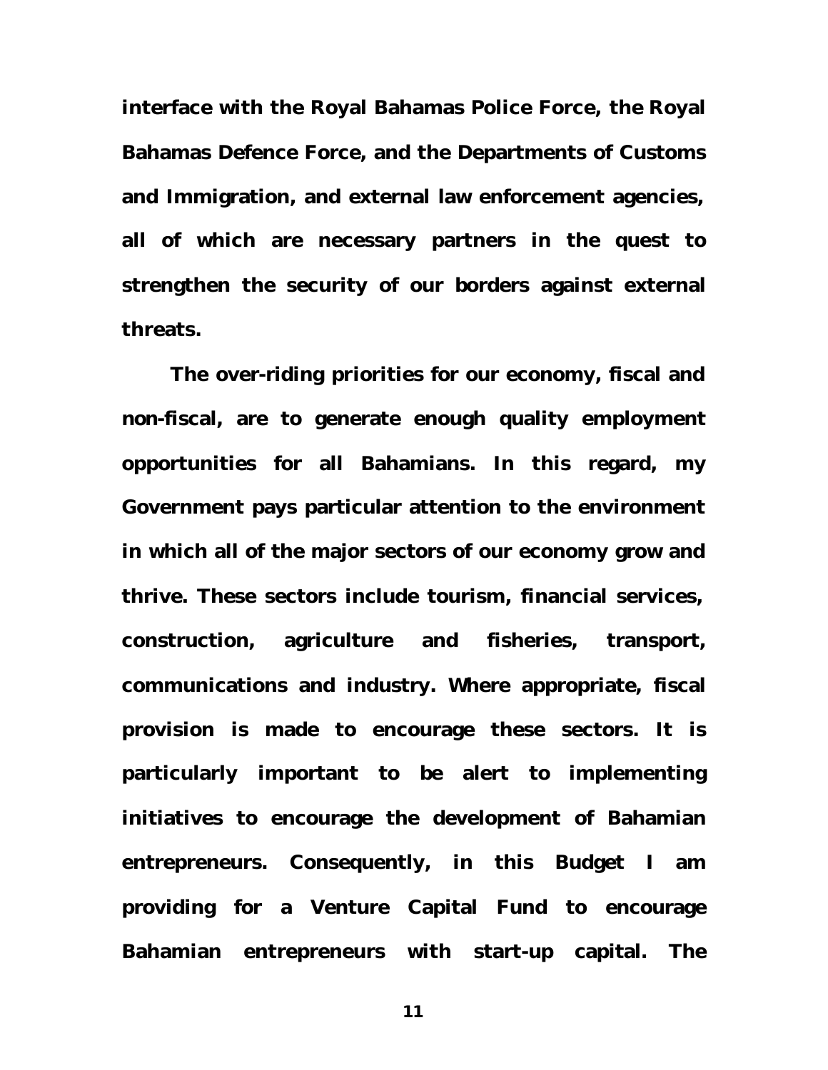**interface with the Royal Bahamas Police Force, the Royal Bahamas Defence Force, and the Departments of Customs and Immigration, and external law enforcement agencies, all of which are necessary partners in the quest to strengthen the security of our borders against external threats.**

**The over-riding priorities for our economy, fiscal and non-fiscal, are to generate enough quality employment opportunities for all Bahamians. In this regard, my Government pays particular attention to the environment in which all of the major sectors of our economy grow and thrive. These sectors include tourism, financial services, construction, agriculture and fisheries, transport, communications and industry. Where appropriate, fiscal provision is made to encourage these sectors. It is particularly important to be alert to implementing initiatives to encourage the development of Bahamian entrepreneurs. Consequently, in this Budget I am providing for a Venture Capital Fund to encourage Bahamian entrepreneurs with start-up capital. The**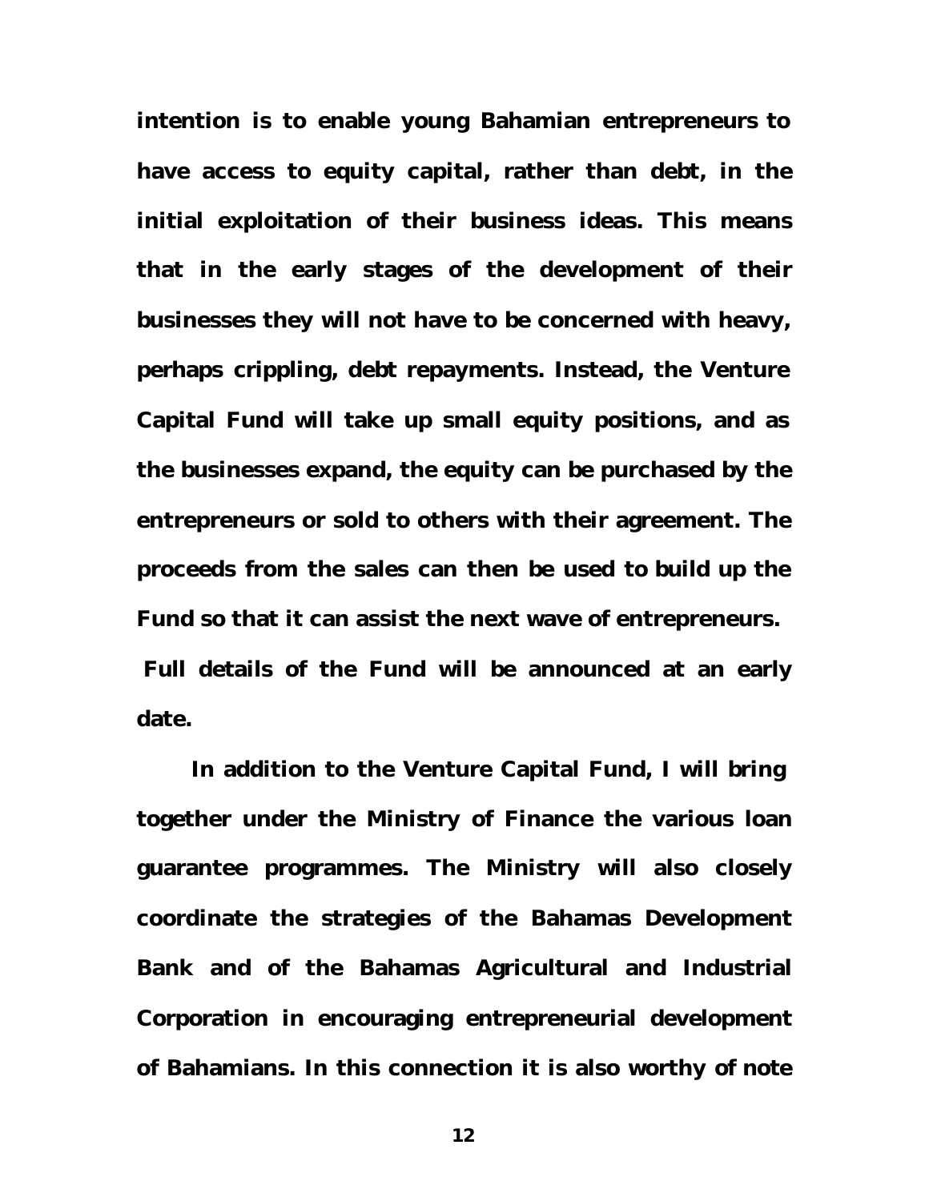**intention is to enable young Bahamian entrepreneurs to have access to equity capital, rather than debt, in the initial exploitation of their business ideas. This means that in the early stages of the development of their businesses they will not have to be concerned with heavy, perhaps crippling, debt repayments. Instead, the Venture Capital Fund will take up small equity positions, and as the businesses expand, the equity can be purchased by the entrepreneurs or sold to others with their agreement. The proceeds from the sales can then be used to build up the Fund so that it can assist the next wave of entrepreneurs. Full details of the Fund will be announced at an early date.**

**In addition to the Venture Capital Fund, I will bring together under the Ministry of Finance the various loan guarantee programmes. The Ministry will also closely coordinate the strategies of the Bahamas Development Bank and of the Bahamas Agricultural and Industrial Corporation in encouraging entrepreneurial development of Bahamians. In this connection it is also worthy of note**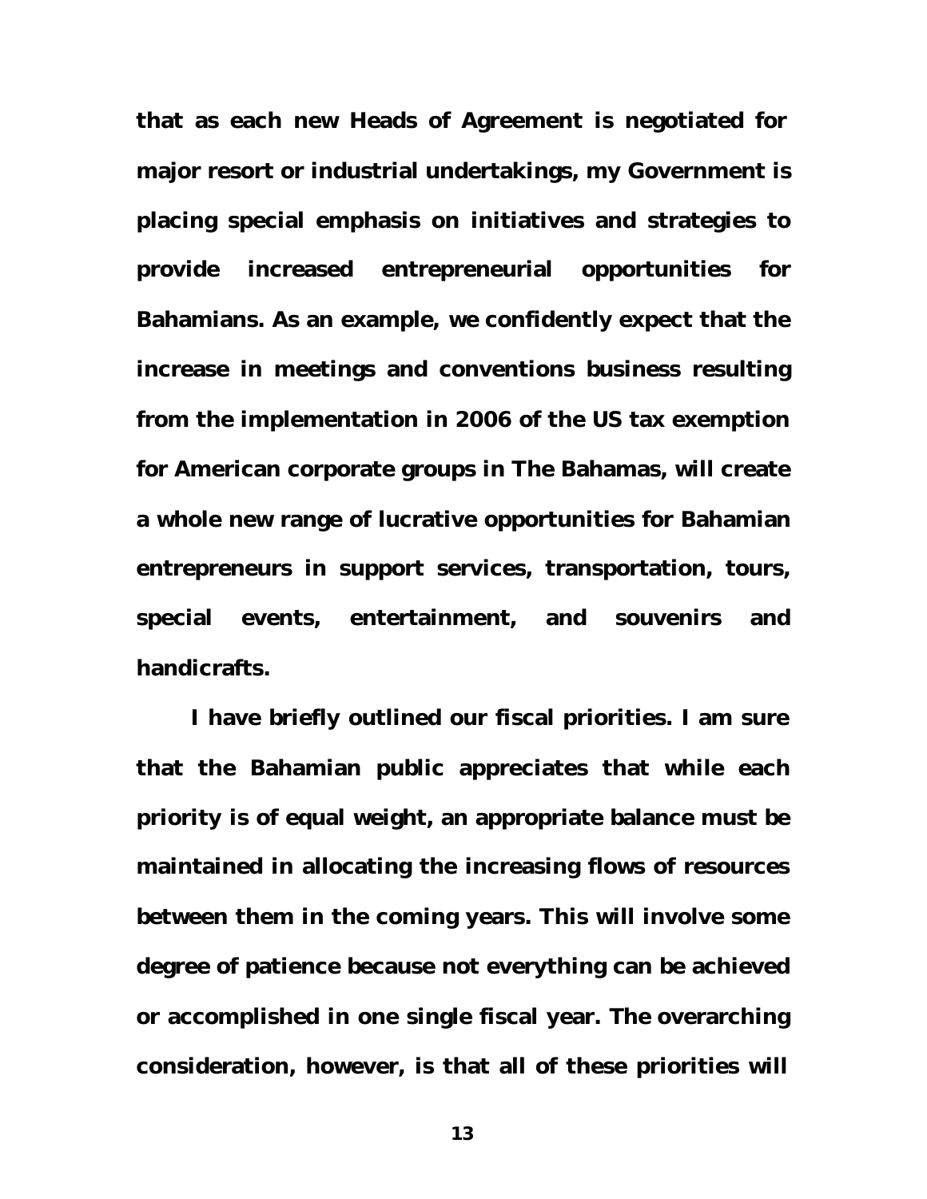**that as each new Heads of Agreement is negotiated for major resort or industrial undertakings, my Government is placing special emphasis on initiatives and strategies to provide increased entrepreneurial opportunities for Bahamians. As an example, we confidently expect that the increase in meetings and conventions business resulting from the implementation in 2006 of the US tax exemption for American corporate groups in The Bahamas, will create a whole new range of lucrative opportunities for Bahamian entrepreneurs in support services, transportation, tours, special events, entertainment, and souvenirs and handicrafts.**

**I have briefly outlined our fiscal priorities. I am sure that the Bahamian public appreciates that while each priority is of equal weight, an appropriate balance must be maintained in allocating the increasing flows of resources between them in the coming years. This will involve some degree of patience because not everything can be achieved or accomplished in one single fiscal year. The overarching consideration, however, is that all of these priorities will**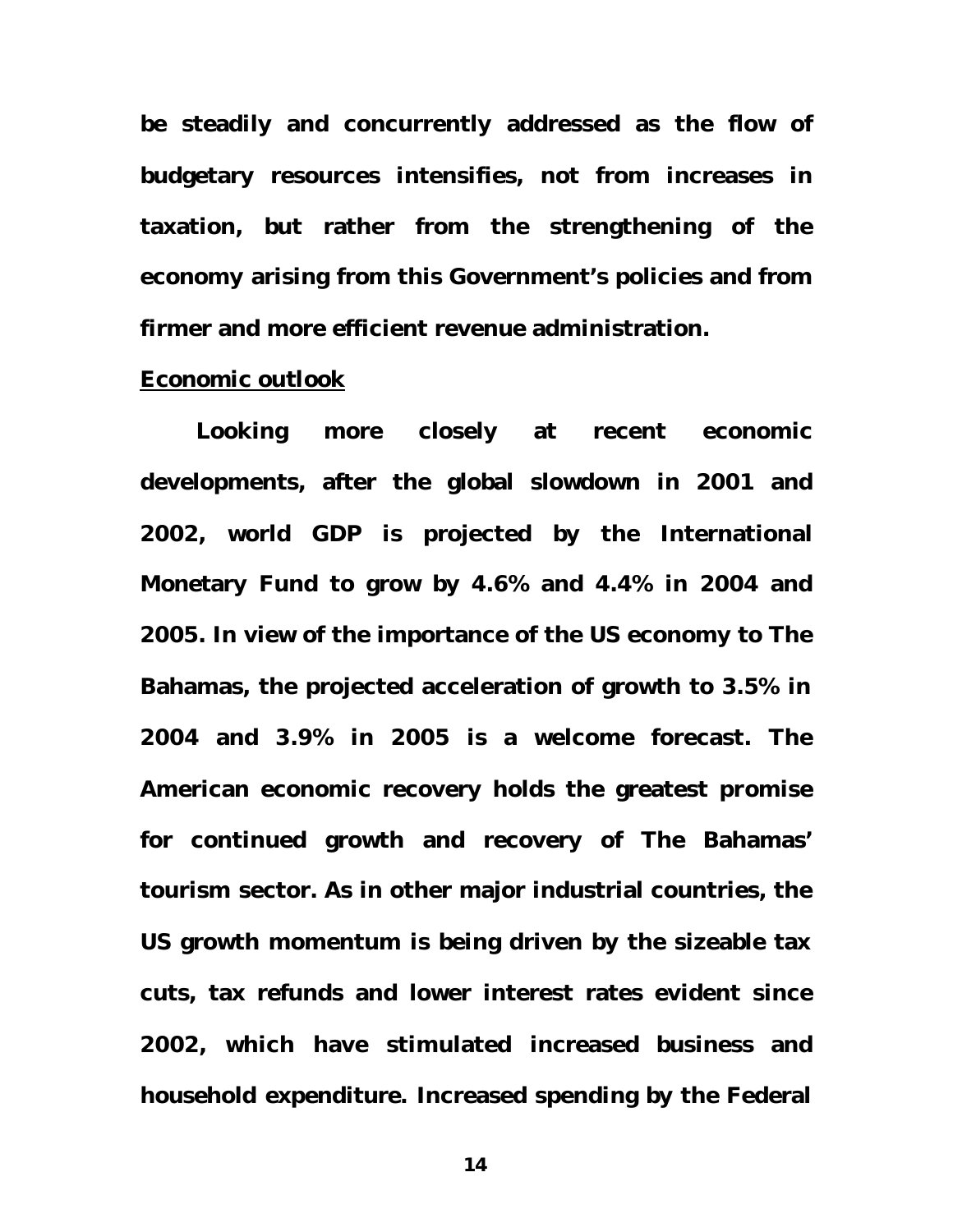be steadily and concurrently addressed as the flow of budgetary resources intensifies, not from increases in taxation, but rather from the strengthening of the economy arising from this Government's policies and from firmer and more efficient revenue administration.

## Economic outlook

Looking more closely at recent economic developments, after the global slowdown in 2001 and 2002, world GDP is projected by the International Monetary Fund to grow by 4.6% and 4.4% in 2004 and 2005. In view of the importance of the US economy to The Bahamas, the projected acceleration of growth to 3.5% in 2004 and 3.9% in 2005 is a welcome forecast. The American economic recovery holds the greatest promise for continued growth and recovery of The Bahamas' tourism sector. As in other major industrial countries, the US growth momentum is being driven by the sizeable tax cuts, tax refunds and lower interest rates evident since 2002, which have stimulated increased business and household expenditure. Increased spending by the Federal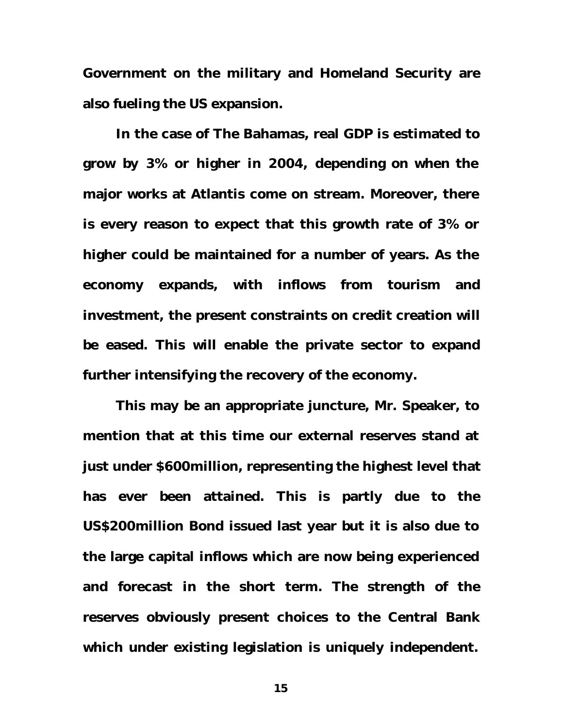**Government on the military and Homeland Security are also fueling the US expansion.**

**In the case of The Bahamas, real GDP is estimated to grow by 3% or higher in 2004, depending on when the major works at Atlantis come on stream. Moreover, there is every reason to expect that this growth rate of 3% or higher could be maintained for a number of years. As the economy expands, with inflows from tourism and investment, the present constraints on credit creation will be eased. This will enable the private sector to expand further intensifying the recovery of the economy.**

**This may be an appropriate juncture, Mr. Speaker, to mention that at this time our external reserves stand at just under $600million, representing the highest level that has ever been attained. This is partly due to the US$200million Bond issued last year but it is also due to the large capital inflows which are now being experienced and forecast in the short term. The strength of the reserves obviously present choices to the Central Bank which under existing legislation is uniquely independent.**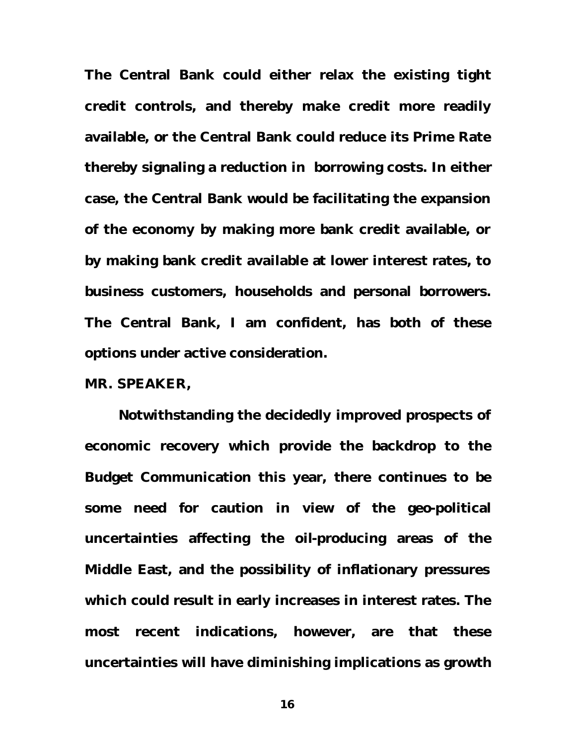**The Central Bank could either relax the existing tight credit controls, and thereby make credit more readily available, or the Central Bank could reduce its Prime Rate thereby signaling a reduction in borrowing costs. In either case, the Central Bank would be facilitating the expansion of the economy by making more bank credit available, or by making bank credit available at lower interest rates, to business customers, households and personal borrowers. The Central Bank, I am confident, has both of these options under active consideration.**

**MR. SPEAKER,**

**Notwithstanding the decidedly improved prospects of economic recovery which provide the backdrop to the Budget Communication this year, there continues to be some need for caution in view of the geo-political uncertainties affecting the oil-producing areas of the Middle East, and the possibility of inflationary pressures which could result in early increases in interest rates. The most recent indications, however, are that these uncertainties will have diminishing implications as growth**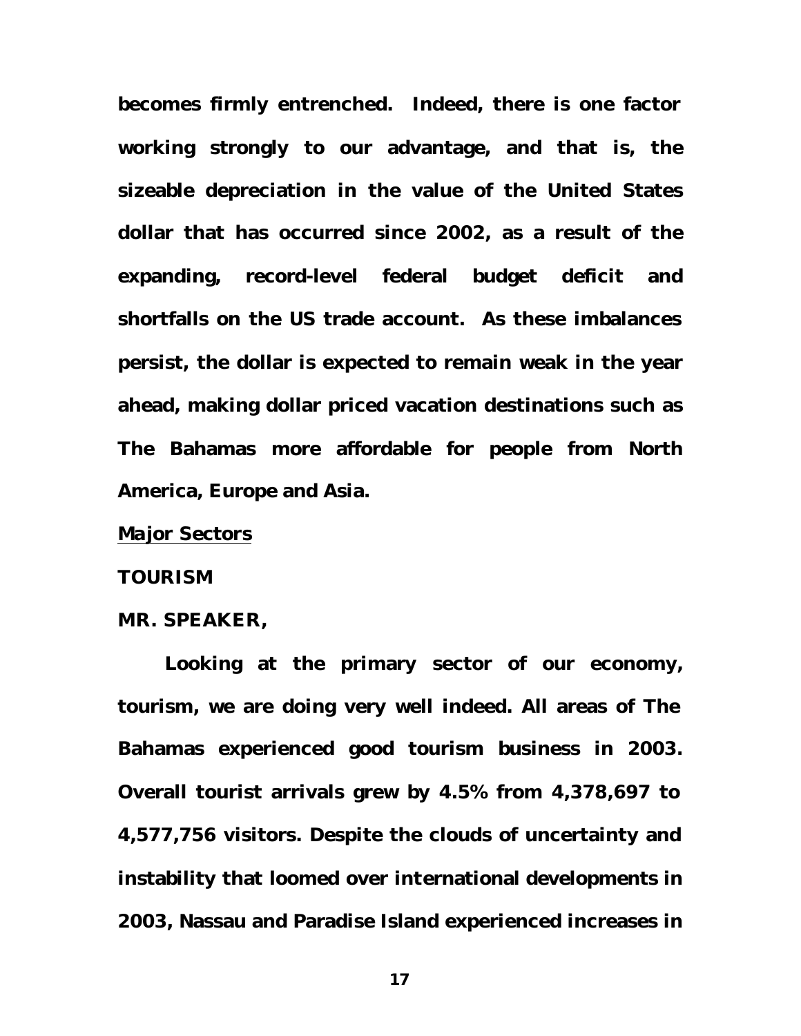**becomes firmly entrenched. Indeed, there is one factor working strongly to our advantage, and that is, the sizeable depreciation in the value of the United States dollar that has occurred since 2002, as a result of the expanding, record-level federal budget deficit and shortfalls on the US trade account. As these imbalances persist, the dollar is expected to remain weak in the year ahead, making dollar priced vacation destinations such as The Bahamas more affordable for people from North America, Europe and Asia.**

## Major Sectors

### TOURISM

**MR. SPEAKER,**

**Looking at the primary sector of our economy, tourism, we are doing very well indeed. All areas of The Bahamas experienced good tourism business in 2003. Overall tourist arrivals grew by 4.5% from 4,378,697 to 4,577,756 visitors. Despite the clouds of uncertainty and instability that loomed over international developments in 2003, Nassau and Paradise Island experienced increases in**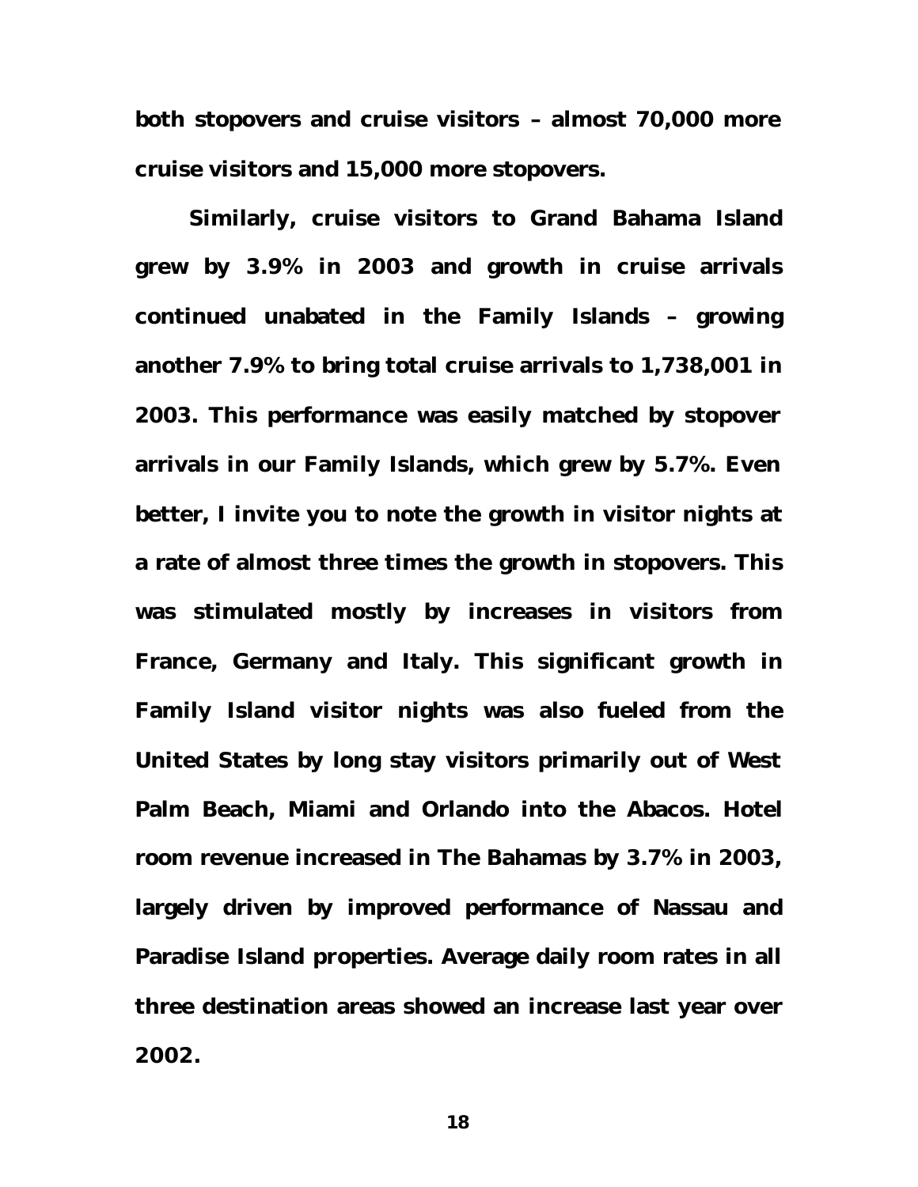**both stopovers and cruise visitors – almost 70,000 more cruise visitors and 15,000 more stopovers.**

**Similarly, cruise visitors to Grand Bahama Island grew by 3.9% in 2003 and growth in cruise arrivals continued unabated in the Family Islands – growing another 7.9% to bring total cruise arrivals to 1,738,001 in 2003. This performance was easily matched by stopover arrivals in our Family Islands, which grew by 5.7%. Even better, I invite you to note the growth in visitor nights at a rate of almost three times the growth in stopovers. This was stimulated mostly by increases in visitors from France, Germany and Italy. This significant growth in Family Island visitor nights was also fueled from the United States by long stay visitors primarily out of West Palm Beach, Miami and Orlando into the Abacos. Hotel room revenue increased in The Bahamas by 3.7% in 2003, largely driven by improved performance of Nassau and Paradise Island properties. Average daily room rates in all three destination areas showed an increase last year over 2002.**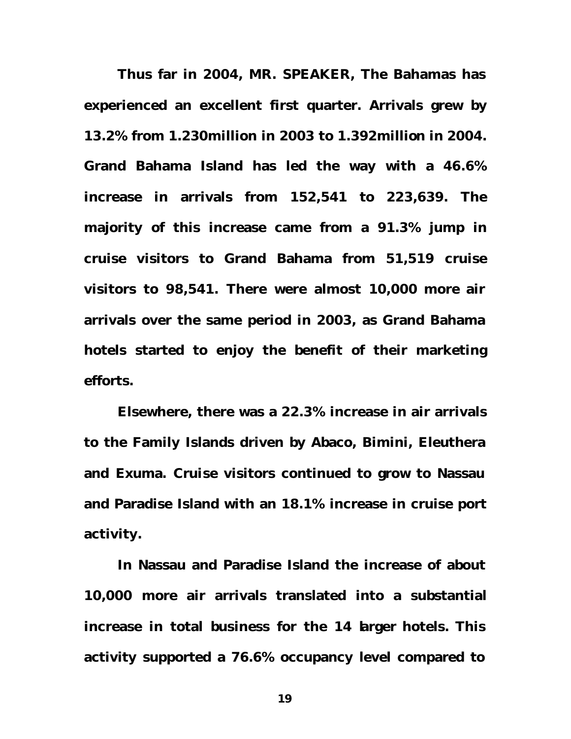**Thus far in 2004, MR. SPEAKER, The Bahamas has experienced an excellent first quarter. Arrivals grew by 13.2% from 1.230million in 2003 to 1.392million in 2004. Grand Bahama Island has led the way with a 46.6% increase in arrivals from 152,541 to 223,639. The majority of this increase came from a 91.3% jump in cruise visitors to Grand Bahama from 51,519 cruise visitors to 98,541. There were almost 10,000 more air arrivals over the same period in 2003, as Grand Bahama hotels started to enjoy the benefit of their marketing efforts.**

**Elsewhere, there was a 22.3% increase in air arrivals to the Family Islands driven by Abaco, Bimini, Eleuthera and Exuma. Cruise visitors continued to grow to Nassau and Paradise Island with an 18.1% increase in cruise port activity.**

**In Nassau and Paradise Island the increase of about 10,000 more air arrivals translated into a substantial increase in total business for the 14 larger hotels. This activity supported a 76.6% occupancy level compared to**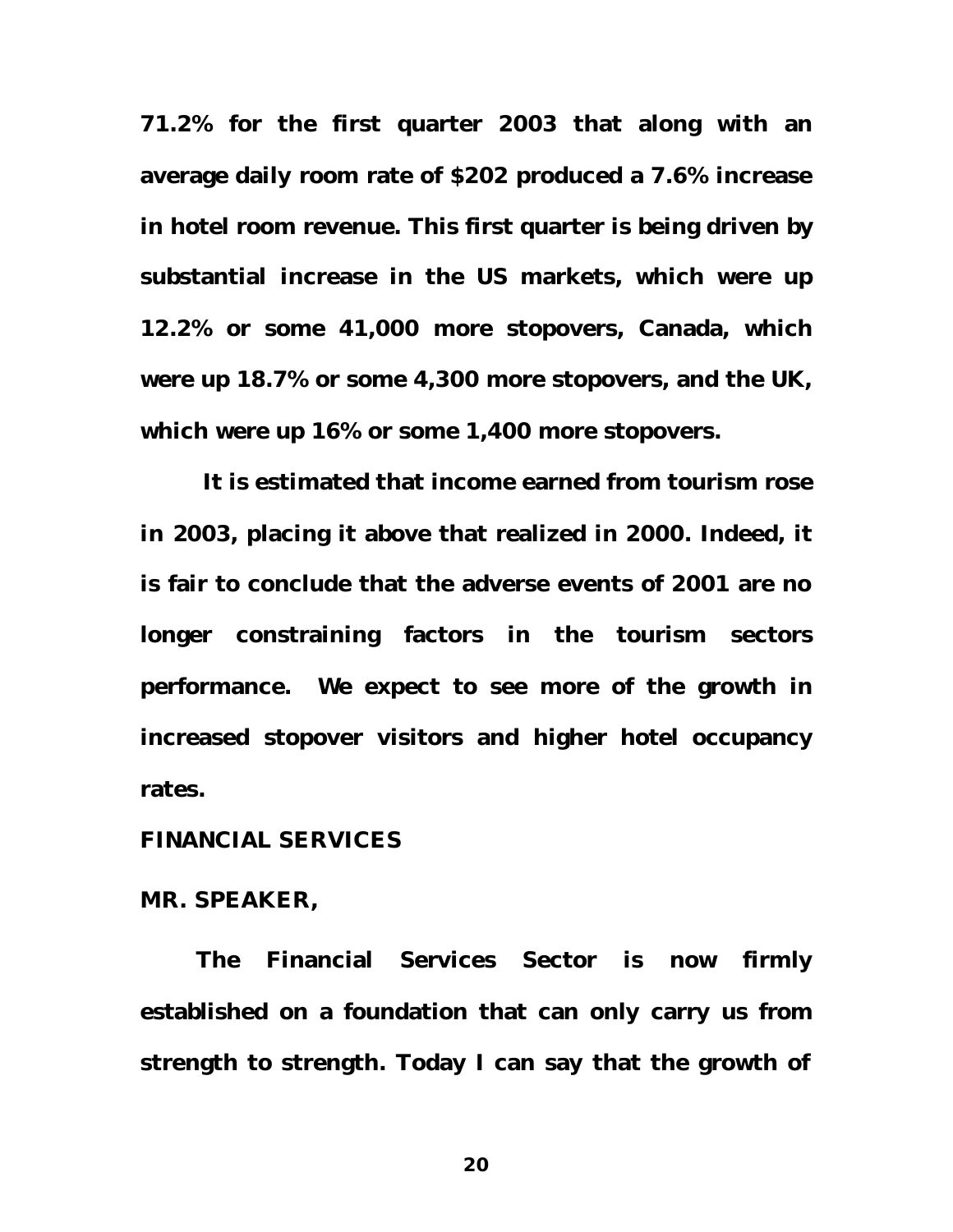**71.2% for the first quarter 2003 that along with an average daily room rate of $202 produced a 7.6% increase in hotel room revenue. This first quarter is being driven by substantial increase in the US markets, which were up 12.2% or some 41,000 more stopovers, Canada, which were up 18.7% or some 4,300 more stopovers, and the UK, which were up 16% or some 1,400 more stopovers.**

**It is estimated that income earned from tourism rose in 2003, placing it above that realized in 2000. Indeed, it is fair to conclude that the adverse events of 2001 are no longer constraining factors in the tourism sectors performance. We expect to see more of the growth in increased stopover visitors and higher hotel occupancy rates.**

**FINANCIAL SERVICES**

**MR. SPEAKER,**

**The Financial Services Sector is now firmly established on a foundation that can only carry us from strength to strength. Today I can say that the growth of**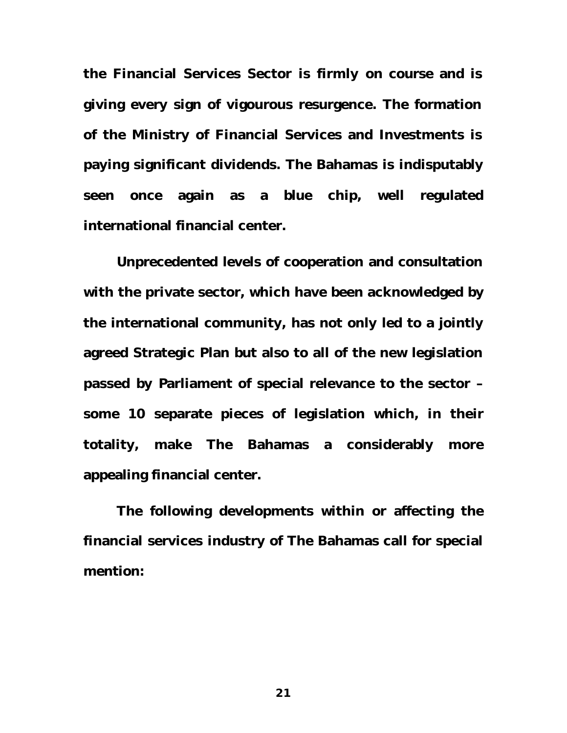**the Financial Services Sector is firmly on course and is giving every sign of vigourous resurgence. The formation of the Ministry of Financial Services and Investments is paying significant dividends. The Bahamas is indisputably seen once again as a blue chip, well regulated international financial center.**

**Unprecedented levels of cooperation and consultation with the private sector, which have been acknowledged by the international community, has not only led to a jointly agreed Strategic Plan but also to all of the new legislation passed by Parliament of special relevance to the sector – some 10 separate pieces of legislation which, in their totality, make The Bahamas a considerably more appealing financial center.**

**The following developments within or affecting the financial services industry of The Bahamas call for special mention:**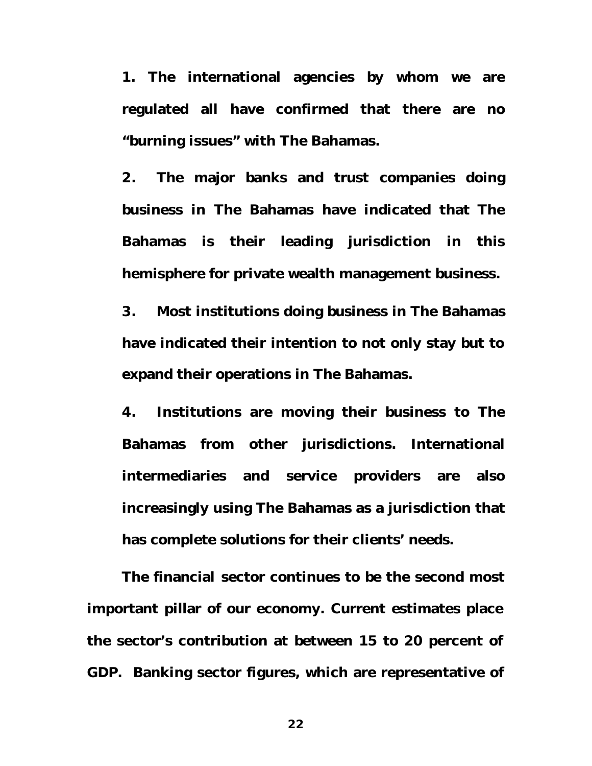**1. The international agencies by whom we are regulated all have confirmed that there are no "burning issues" with The Bahamas.**

**2. The major banks and trust companies doing business in The Bahamas have indicated that The Bahamas is their leading jurisdiction in this hemisphere for private wealth management business.**

**3. Most institutions doing business in The Bahamas have indicated their intention to not only stay but to expand their operations in The Bahamas.**

**4. Institutions are moving their business to The Bahamas from other jurisdictions. International intermediaries and service providers are also increasingly using The Bahamas as a jurisdiction that has complete solutions for their clients' needs.**

**The financial sector continues to be the second most important pillar of our economy. Current estimates place the sector's contribution at between 15 to 20 percent of GDP. Banking sector figures, which are representative of**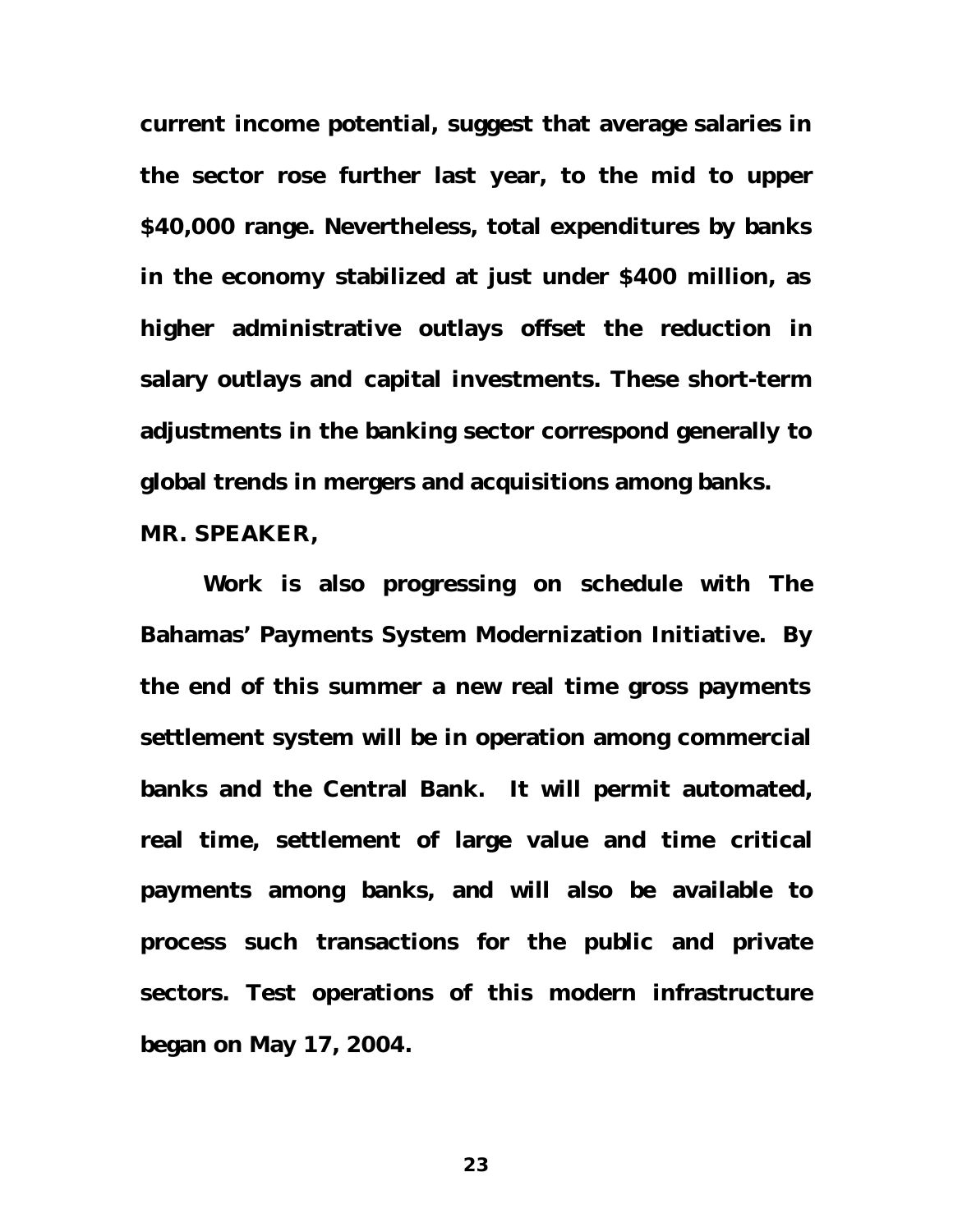**current income potential, suggest that average salaries in the sector rose further last year, to the mid to upper $40,000 range. Nevertheless, total expenditures by banks in the economy stabilized at just under $400 million, as higher administrative outlays offset the reduction in salary outlays and capital investments. These short-term adjustments in the banking sector correspond generally to global trends in mergers and acquisitions among banks.**

**MR. SPEAKER,**

**Work is also progressing on schedule with The Bahamas' Payments System Modernization Initiative. By the end of this summer a new real time gross payments settlement system will be in operation among commercial banks and the Central Bank. It will permit automated, real time, settlement of large value and time critical payments among banks, and will also be available to process such transactions for the public and private sectors. Test operations of this modern infrastructure began on May 17, 2004.**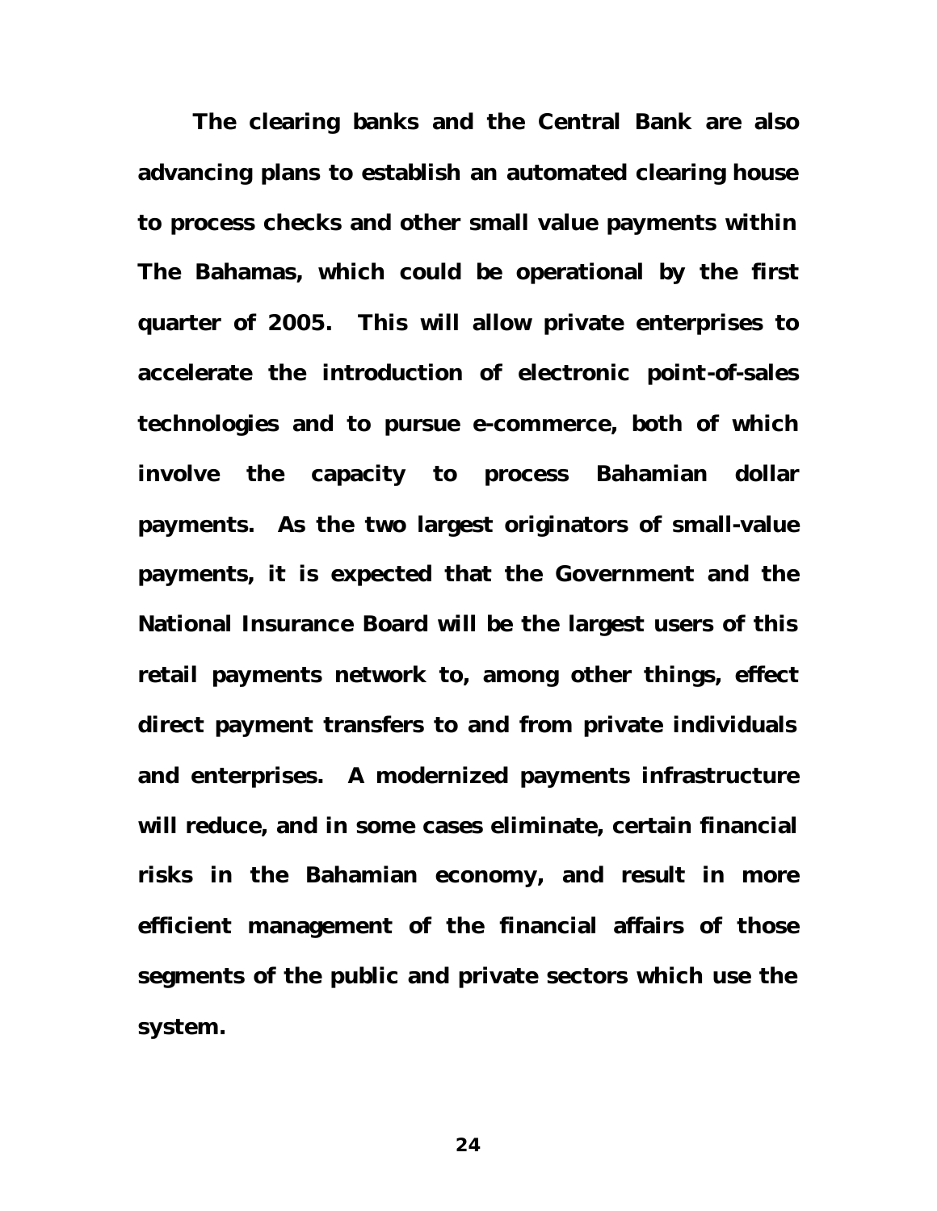The clearing banks and the Central Bank are also advancing plans to establish an automated clearing house to process checks and other small value payments within The Bahamas, which could be operational by the first quarter of 2005. This will allow private enterprises to accelerate the introduction of electronic point-of-sales technologies and to pursue e-commerce, both of which involve the capacity to process Bahamian dollar payments. As the two largest originators of small-value payments, it is expected that the Government and the National Insurance Board will be the largest users of this retail payments network to, among other things, effect direct payment transfers to and from private individuals and enterprises. A modernized payments infrastructure will reduce, and in some cases eliminate, certain financial risks in the Bahamian economy, and result in more efficient management of the financial affairs of those segments of the public and private sectors which use the system.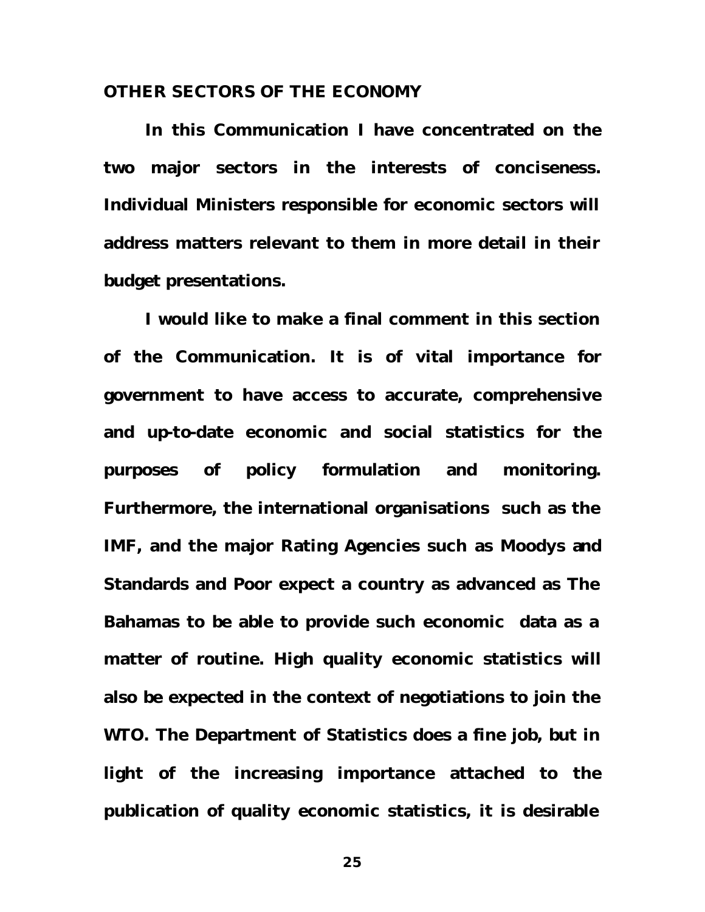## OTHER SECTORS OF THE ECONOMY

**In this Communication I have concentrated on the two major sectors in the interests of conciseness. Individual Ministers responsible for economic sectors will address matters relevant to them in more detail in their budget presentations.**

**I would like to make a final comment in this section of the Communication. It is of vital importance for government to have access to accurate, comprehensive and up-to-date economic and social statistics for the purposes of policy formulation and monitoring. Furthermore, the international organisations such as the IMF, and the major Rating Agencies such as Moodys and Standards and Poor expect a country as advanced as The Bahamas to be able to provide such economic data as a matter of routine. High quality economic statistics will also be expected in the context of negotiations to join the WTO. The Department of Statistics does a fine job, but in light of the increasing importance attached to the publication of quality economic statistics, it is desirable**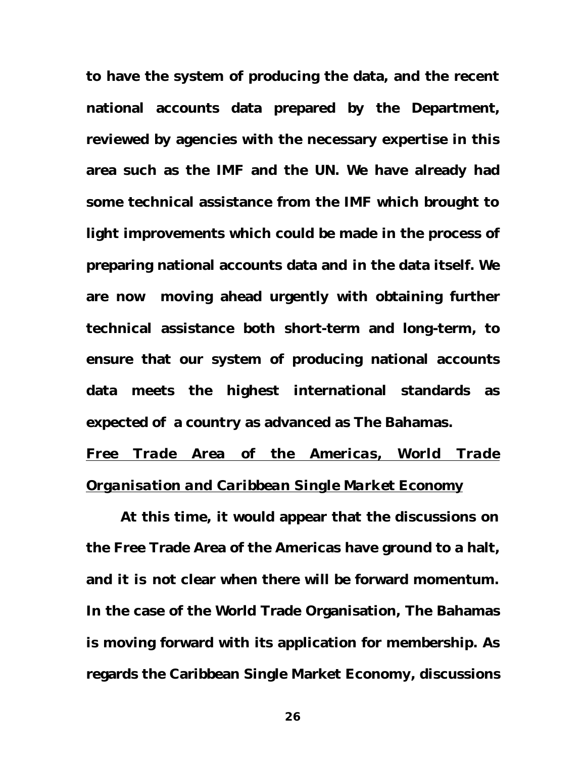**to have the system of producing the data, and the recent national accounts data prepared by the Department, reviewed by agencies with the necessary expertise in this area such as the IMF and the UN. We have already had some technical assistance from the IMF which brought to light improvements which could be made in the process of preparing national accounts data and in the data itself. We are now moving ahead urgently with obtaining further technical assistance both short-term and long-term, to ensure that our system of producing national accounts data meets the highest international standards as expected of a country as advanced as The Bahamas.**

***Free Trade Area of the Americas, World Trade Organisation and Caribbean Single Market Economy***

**At this time, it would appear that the discussions on the Free Trade Area of the Americas have ground to a halt, and it is not clear when there will be forward momentum. In the case of the World Trade Organisation, The Bahamas is moving forward with its application for membership. As regards the Caribbean Single Market Economy, discussions**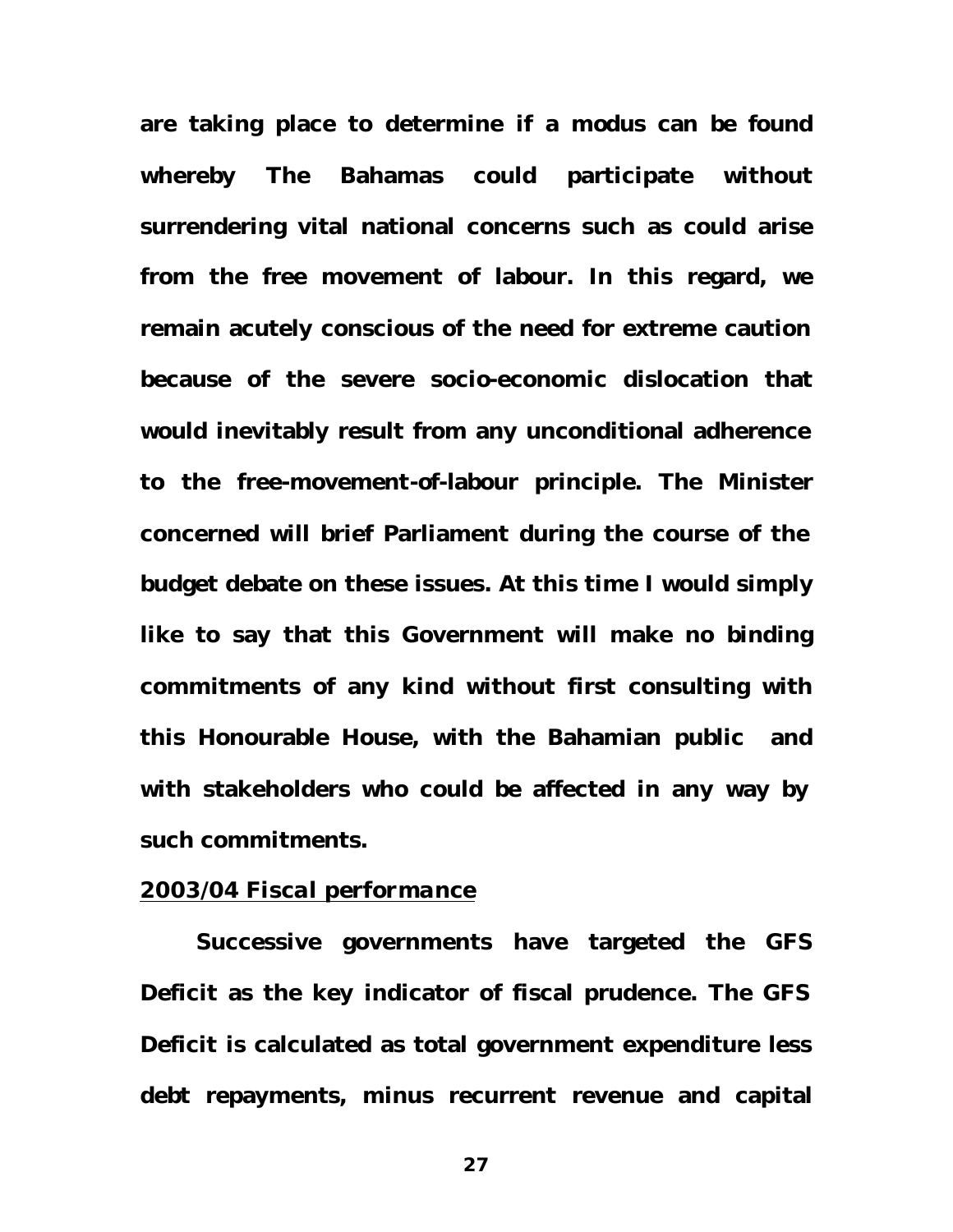**are taking place to determine if a modus can be found whereby The Bahamas could participate without surrendering vital national concerns such as could arise from the free movement of labour. In this regard, we remain acutely conscious of the need for extreme caution because of the severe socio-economic dislocation that would inevitably result from any unconditional adherence to the free-movement-of-labour principle. The Minister concerned will brief Parliament during the course of the budget debate on these issues. At this time I would simply like to say that this Government will make no binding commitments of any kind without first consulting with this Honourable House, with the Bahamian public and with stakeholders who could be affected in any way by such commitments.**

***2003/04 Fiscal performance***

**Successive governments have targeted the GFS Deficit as the key indicator of fiscal prudence. The GFS Deficit is calculated as total government expenditure less debt repayments, minus recurrent revenue and capital**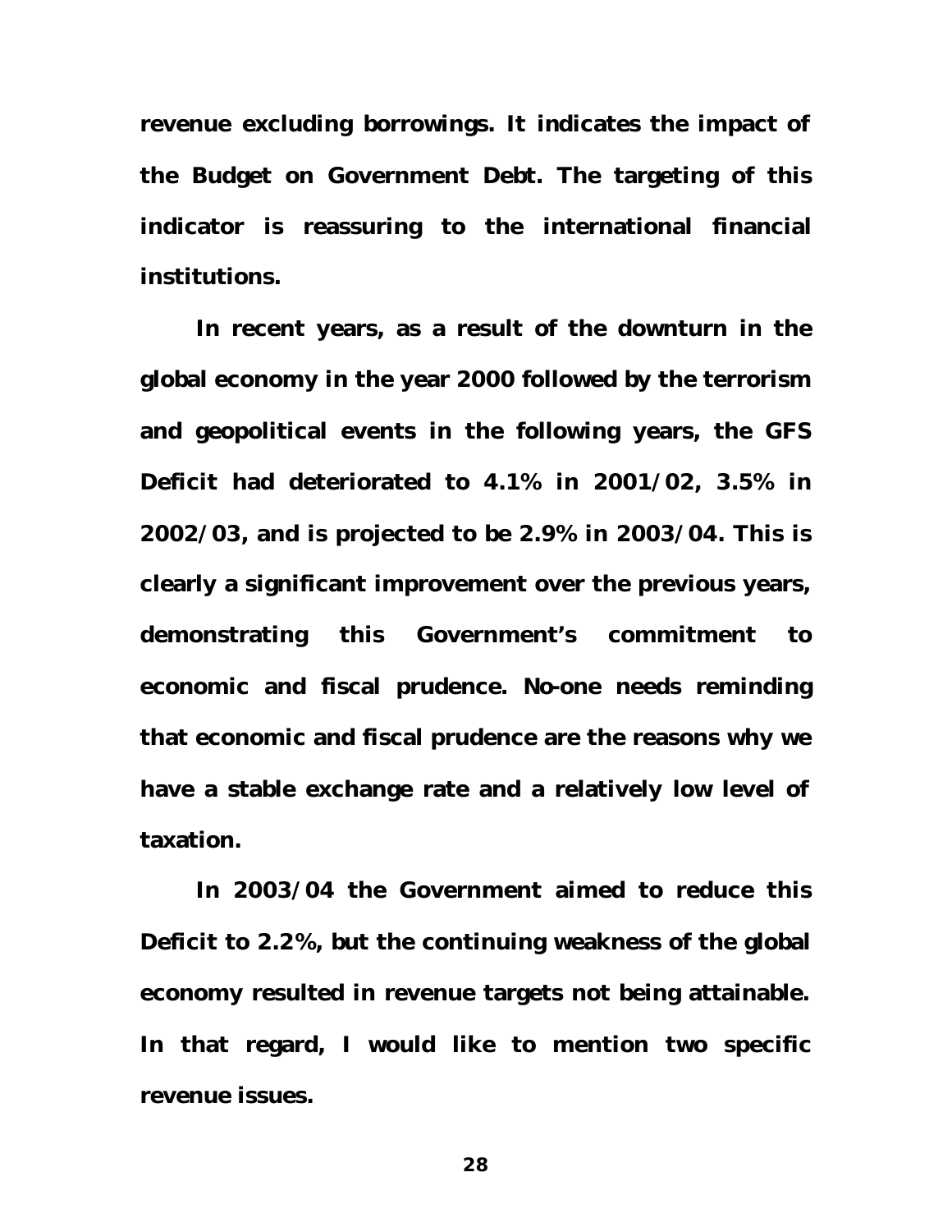**revenue excluding borrowings. It indicates the impact of the Budget on Government Debt. The targeting of this indicator is reassuring to the international financial institutions.**

**In recent years, as a result of the downturn in the global economy in the year 2000 followed by the terrorism and geopolitical events in the following years, the GFS Deficit had deteriorated to 4.1% in 2001/02, 3.5% in 2002/03, and is projected to be 2.9% in 2003/04. This is clearly a significant improvement over the previous years, demonstrating this Government's commitment to economic and fiscal prudence. No-one needs reminding that economic and fiscal prudence are the reasons why we have a stable exchange rate and a relatively low level of taxation.**

**In 2003/04 the Government aimed to reduce this Deficit to 2.2%, but the continuing weakness of the global economy resulted in revenue targets not being attainable. In that regard, I would like to mention two specific revenue issues.**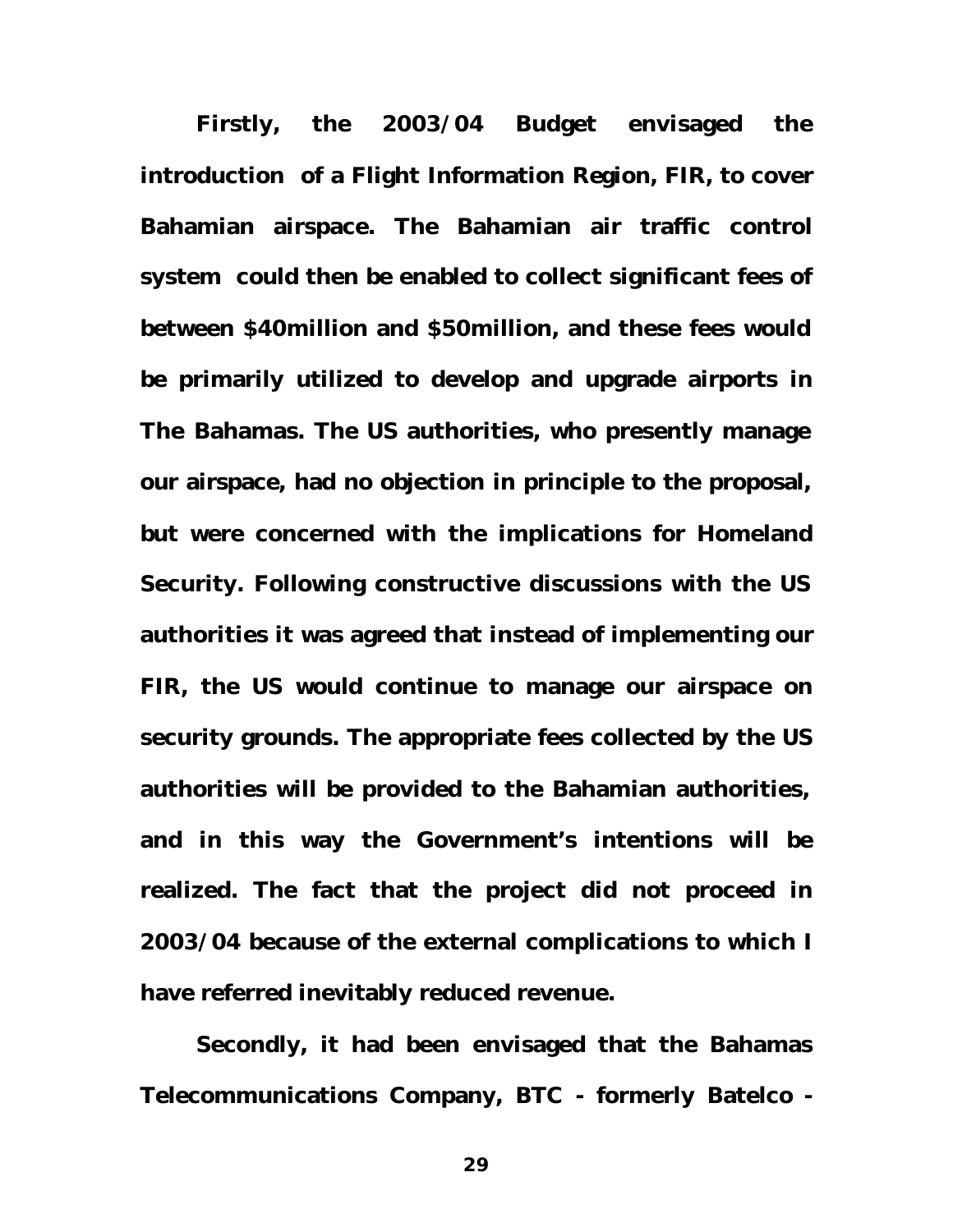**Firstly, the 2003/04 Budget envisaged the introduction of a Flight Information Region, FIR, to cover Bahamian airspace. The Bahamian air traffic control system could then be enabled to collect significant fees of between $40million and $50million, and these fees would be primarily utilized to develop and upgrade airports in The Bahamas. The US authorities, who presently manage our airspace, had no objection in principle to the proposal, but were concerned with the implications for Homeland Security. Following constructive discussions with the US authorities it was agreed that instead of implementing our FIR, the US would continue to manage our airspace on security grounds. The appropriate fees collected by the US authorities will be provided to the Bahamian authorities, and in this way the Government's intentions will be realized. The fact that the project did not proceed in 2003/04 because of the external complications to which I have referred inevitably reduced revenue.**

**Secondly, it had been envisaged that the Bahamas Telecommunications Company, BTC - formerly Batelco -**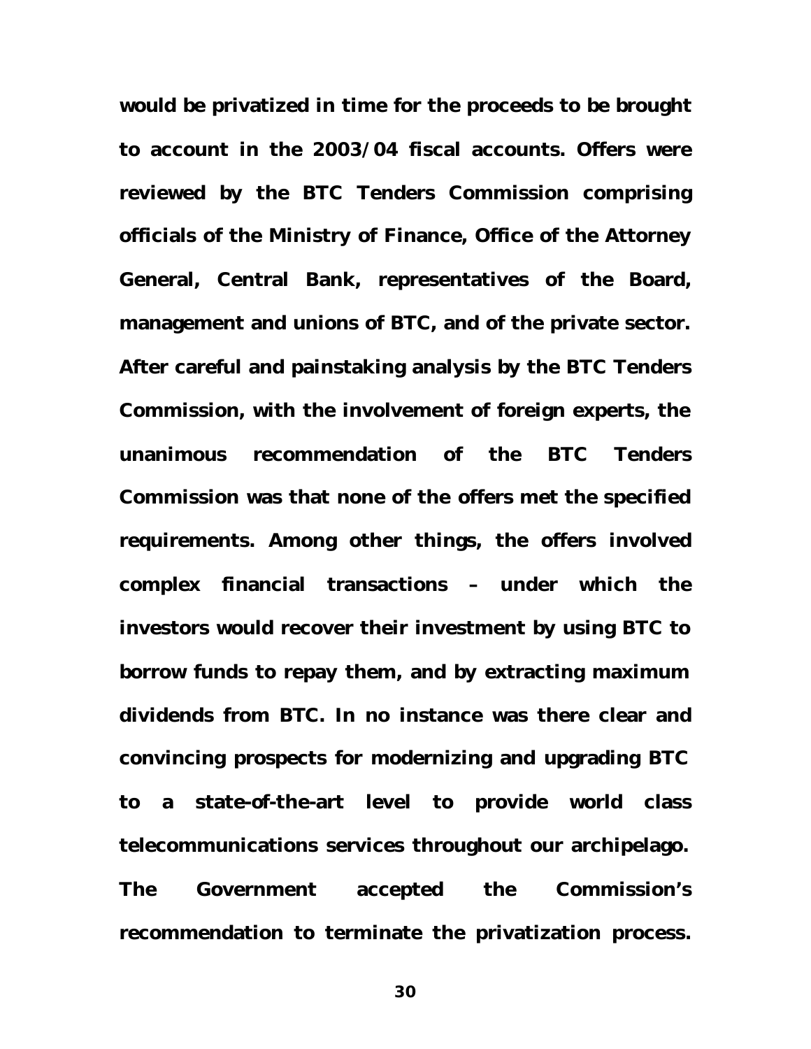**would be privatized in time for the proceeds to be brought to account in the 2003/04 fiscal accounts. Offers were reviewed by the BTC Tenders Commission comprising officials of the Ministry of Finance, Office of the Attorney General, Central Bank, representatives of the Board, management and unions of BTC, and of the private sector. After careful and painstaking analysis by the BTC Tenders Commission, with the involvement of foreign experts, the unanimous recommendation of the BTC Tenders Commission was that none of the offers met the specified requirements. Among other things, the offers involved complex financial transactions – under which the investors would recover their investment by using BTC to borrow funds to repay them, and by extracting maximum dividends from BTC. In no instance was there clear and convincing prospects for modernizing and upgrading BTC to a state-of-the-art level to provide world class telecommunications services throughout our archipelago. The Government accepted the Commission's recommendation to terminate the privatization process.**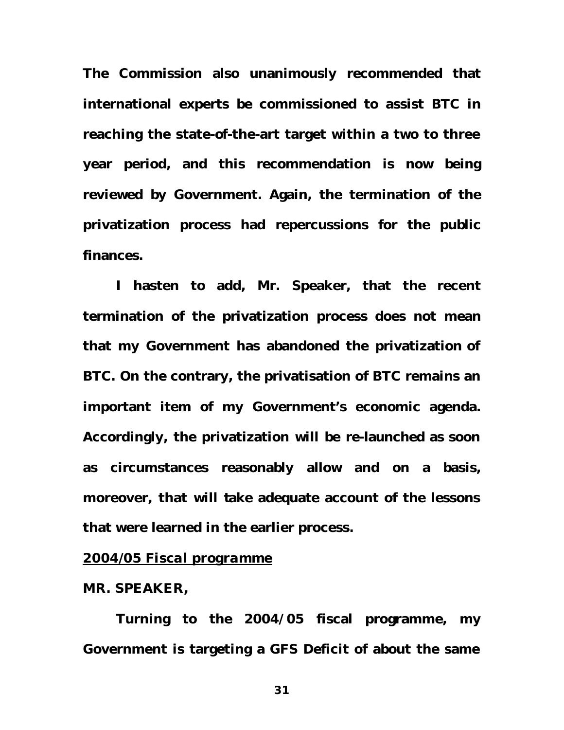**The Commission also unanimously recommended that international experts be commissioned to assist BTC in reaching the state-of-the-art target within a two to three year period, and this recommendation is now being reviewed by Government. Again, the termination of the privatization process had repercussions for the public finances.**

**I hasten to add, Mr. Speaker, that the recent termination of the privatization process does not mean that my Government has abandoned the privatization of BTC. On the contrary, the privatisation of BTC remains an important item of my Government's economic agenda. Accordingly, the privatization will be re-launched as soon as circumstances reasonably allow and on a basis, moreover, that will take adequate account of the lessons that were learned in the earlier process.**

***2004/05 Fiscal programme***

**MR. SPEAKER,**

**Turning to the 2004/05 fiscal programme, my Government is targeting a GFS Deficit of about the same**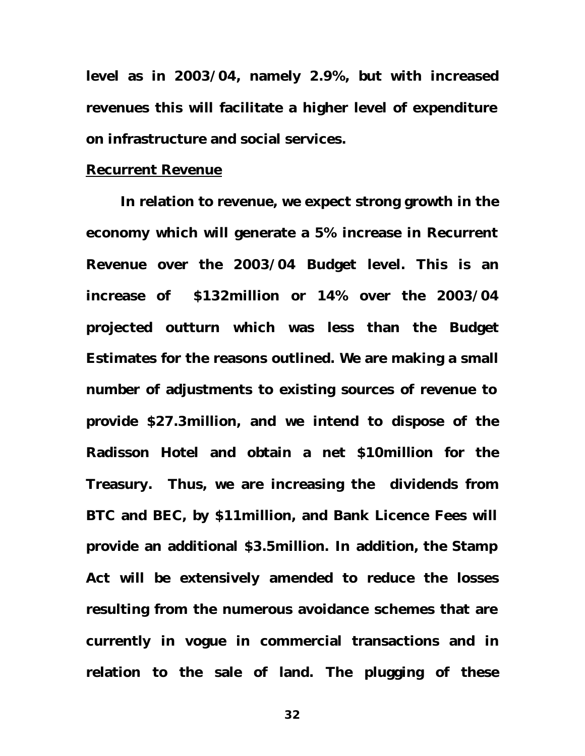**level as in 2003/04, namely 2.9%, but with increased revenues this will facilitate a higher level of expenditure on infrastructure and social services.**

**Recurrent Revenue**

**In relation to revenue, we expect strong growth in the economy which will generate a 5% increase in Recurrent Revenue over the 2003/04 Budget level. This is an increase of $132million or 14% over the 2003/04 projected outturn which was less than the Budget Estimates for the reasons outlined. We are making a small number of adjustments to existing sources of revenue to provide $27.3million, and we intend to dispose of the Radisson Hotel and obtain a net $10million for the Treasury. Thus, we are increasing the dividends from BTC and BEC, by $11million, and Bank Licence Fees will provide an additional $3.5million. In addition, the Stamp Act will be extensively amended to reduce the losses resulting from the numerous avoidance schemes that are currently in vogue in commercial transactions and in relation to the sale of land. The plugging of these**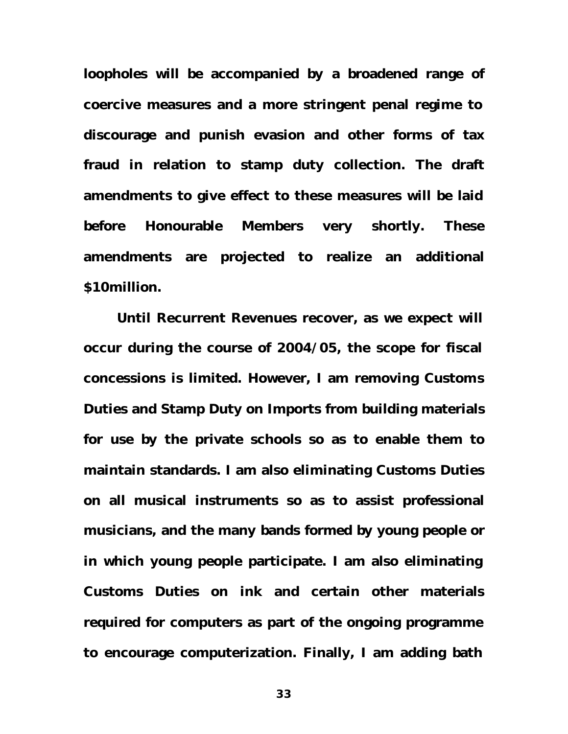**loopholes will be accompanied by a broadened range of coercive measures and a more stringent penal regime to discourage and punish evasion and other forms of tax fraud in relation to stamp duty collection. The draft amendments to give effect to these measures will be laid before Honourable Members very shortly. These amendments are projected to realize an additional $10million.**

**Until Recurrent Revenues recover, as we expect will occur during the course of 2004/05, the scope for fiscal concessions is limited. However, I am removing Customs Duties and Stamp Duty on Imports from building materials for use by the private schools so as to enable them to maintain standards. I am also eliminating Customs Duties on all musical instruments so as to assist professional musicians, and the many bands formed by young people or in which young people participate. I am also eliminating Customs Duties on ink and certain other materials required for computers as part of the ongoing programme to encourage computerization. Finally, I am adding bath**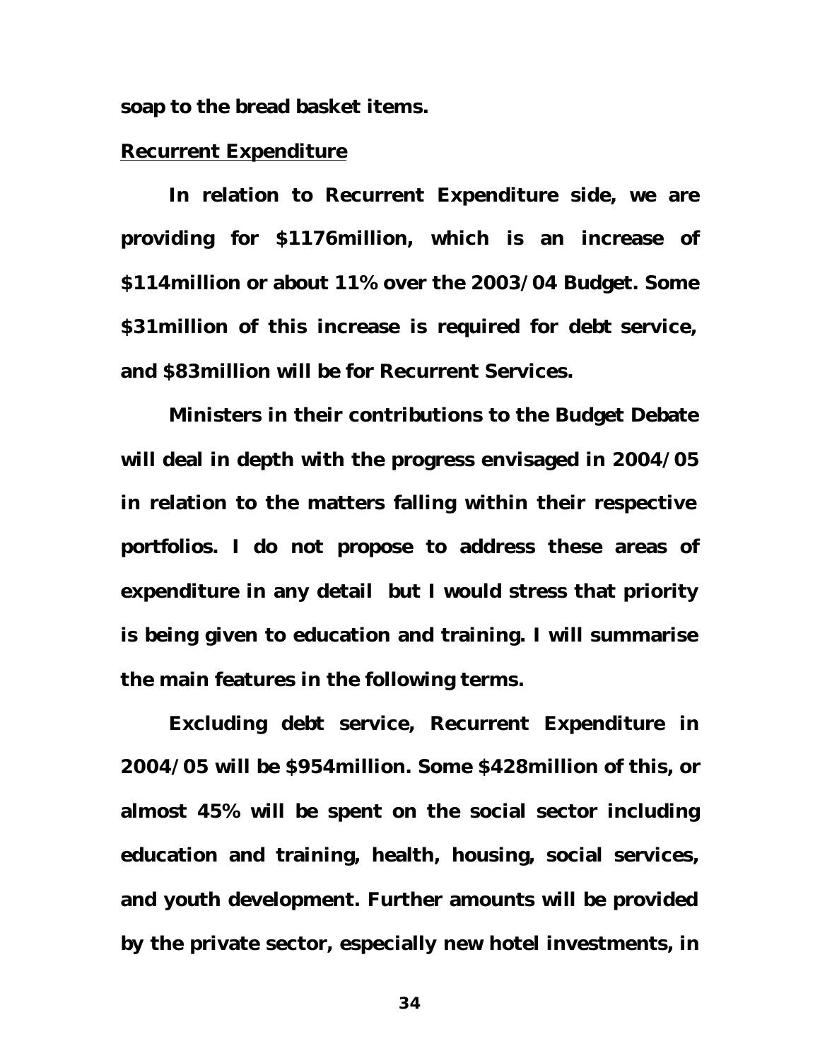**soap to the bread basket items.**

**Recurrent Expenditure**

**In relation to Recurrent Expenditure side, we are providing for $1176million, which is an increase of $114million or about 11% over the 2003/04 Budget. Some $31million of this increase is required for debt service, and $83million will be for Recurrent Services.**

**Ministers in their contributions to the Budget Debate will deal in depth with the progress envisaged in 2004/05 in relation to the matters falling within their respective portfolios. I do not propose to address these areas of expenditure in any detail but I would stress that priority is being given to education and training. I will summarise the main features in the following terms.**

**Excluding debt service, Recurrent Expenditure in 2004/05 will be $954million. Some $428million of this, or almost 45% will be spent on the social sector including education and training, health, housing, social services, and youth development. Further amounts will be provided by the private sector, especially new hotel investments, in**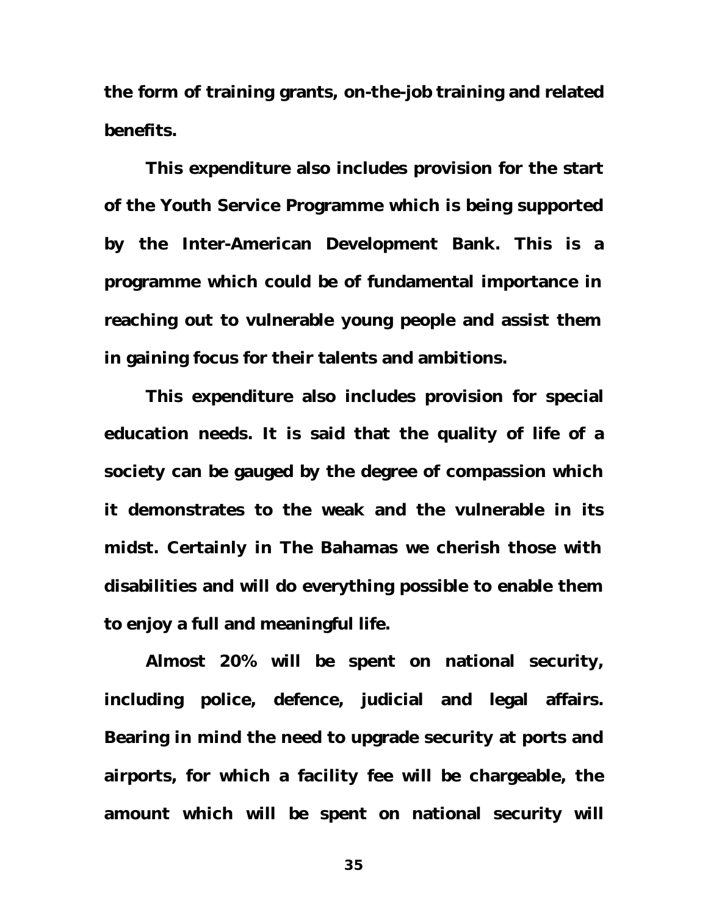**the form of training grants, on-the-job training and related benefits.**

**This expenditure also includes provision for the start of the Youth Service Programme which is being supported by the Inter-American Development Bank. This is a programme which could be of fundamental importance in reaching out to vulnerable young people and assist them in gaining focus for their talents and ambitions.**

**This expenditure also includes provision for special education needs. It is said that the quality of life of a society can be gauged by the degree of compassion which it demonstrates to the weak and the vulnerable in its midst. Certainly in The Bahamas we cherish those with disabilities and will do everything possible to enable them to enjoy a full and meaningful life.**

**Almost 20% will be spent on national security, including police, defence, judicial and legal affairs. Bearing in mind the need to upgrade security at ports and airports, for which a facility fee will be chargeable, the amount which will be spent on national security will**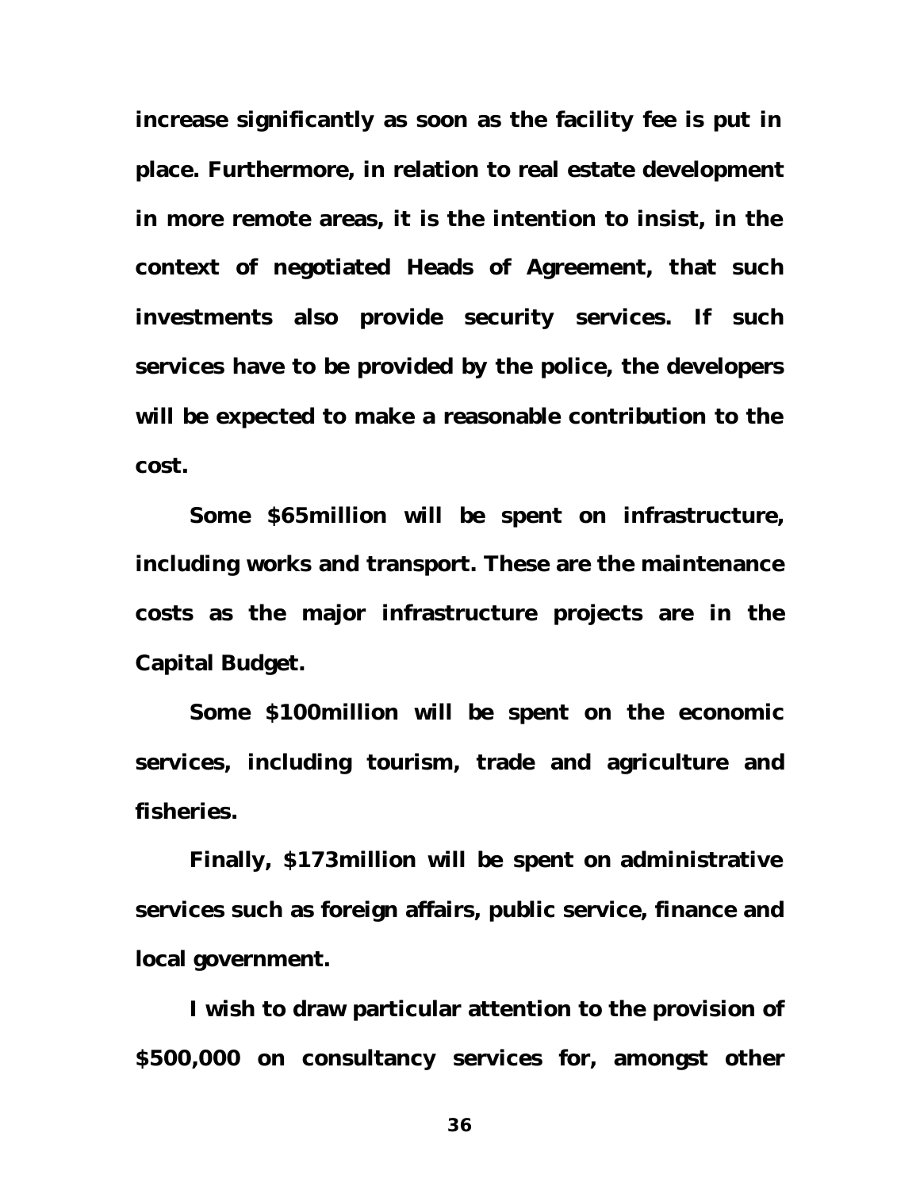**increase significantly as soon as the facility fee is put in place. Furthermore, in relation to real estate development in more remote areas, it is the intention to insist, in the context of negotiated Heads of Agreement, that such investments also provide security services. If such services have to be provided by the police, the developers will be expected to make a reasonable contribution to the cost.**

**Some $65million will be spent on infrastructure, including works and transport. These are the maintenance costs as the major infrastructure projects are in the Capital Budget.**

**Some $100million will be spent on the economic services, including tourism, trade and agriculture and fisheries.**

**Finally, $173million will be spent on administrative services such as foreign affairs, public service, finance and local government.**

**I wish to draw particular attention to the provision of $500,000 on consultancy services for, amongst other**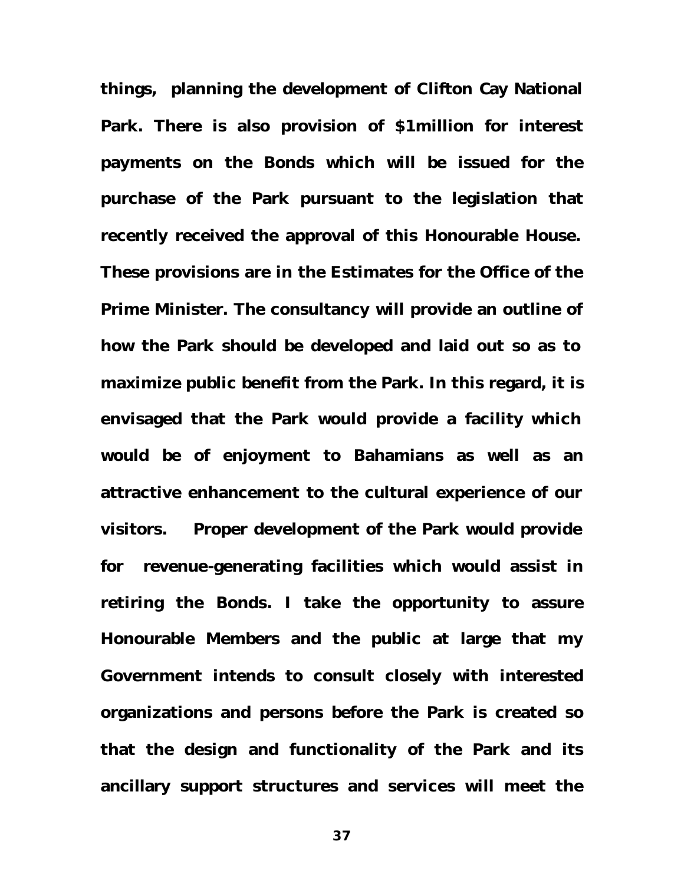**things, planning the development of Clifton Cay National Park. There is also provision of $1million for interest payments on the Bonds which will be issued for the purchase of the Park pursuant to the legislation that recently received the approval of this Honourable House. These provisions are in the Estimates for the Office of the Prime Minister. The consultancy will provide an outline of how the Park should be developed and laid out so as to maximize public benefit from the Park. In this regard, it is envisaged that the Park would provide a facility which would be of enjoyment to Bahamians as well as an attractive enhancement to the cultural experience of our visitors. Proper development of the Park would provide for revenue-generating facilities which would assist in retiring the Bonds. I take the opportunity to assure Honourable Members and the public at large that my Government intends to consult closely with interested organizations and persons before the Park is created so that the design and functionality of the Park and its ancillary support structures and services will meet the**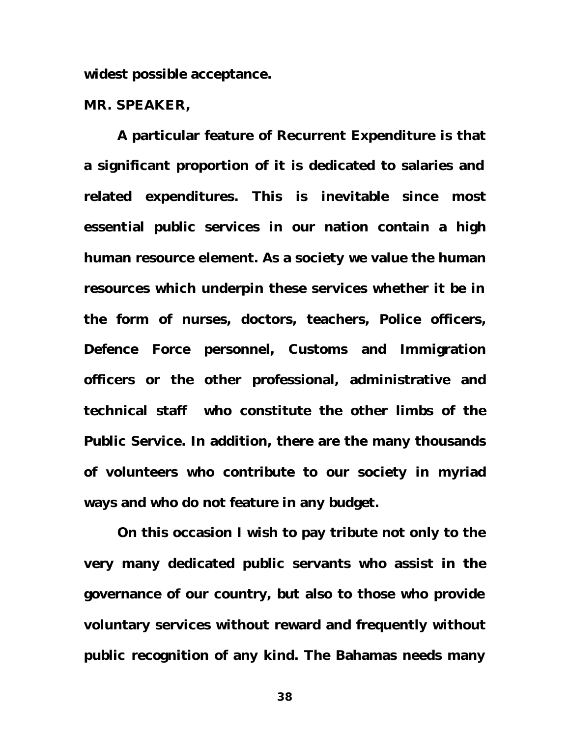**widest possible acceptance.**

**MR. SPEAKER,**

**A particular feature of Recurrent Expenditure is that a significant proportion of it is dedicated to salaries and related expenditures. This is inevitable since most essential public services in our nation contain a high human resource element. As a society we value the human resources which underpin these services whether it be in the form of nurses, doctors, teachers, Police officers, Defence Force personnel, Customs and Immigration officers or the other professional, administrative and technical staff who constitute the other limbs of the Public Service. In addition, there are the many thousands of volunteers who contribute to our society in myriad ways and who do not feature in any budget.**

**On this occasion I wish to pay tribute not only to the very many dedicated public servants who assist in the governance of our country, but also to those who provide voluntary services without reward and frequently without public recognition of any kind. The Bahamas needs many**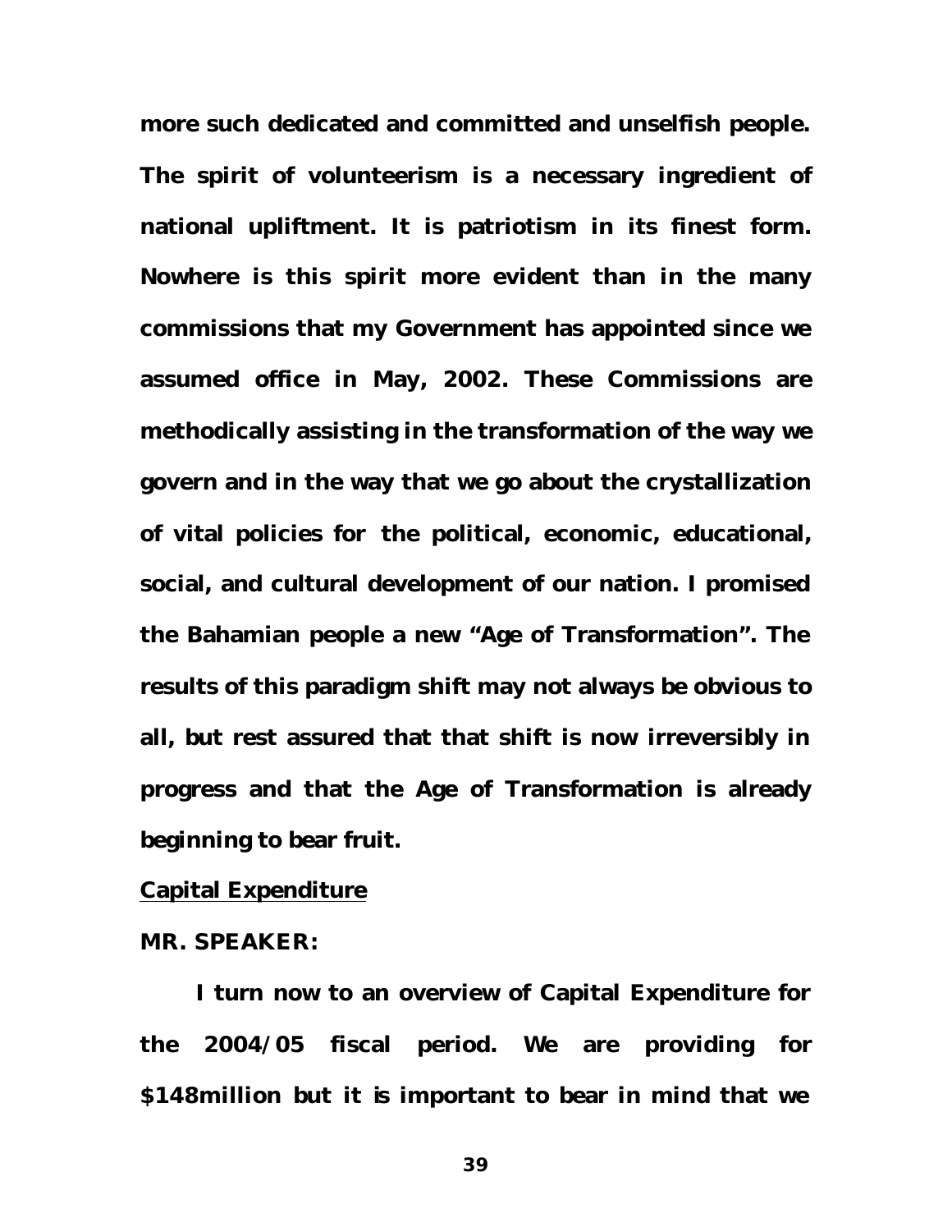**more such dedicated and committed and unselfish people. The spirit of volunteerism is a necessary ingredient of national upliftment. It is patriotism in its finest form. Nowhere is this spirit more evident than in the many commissions that my Government has appointed since we assumed office in May, 2002. These Commissions are methodically assisting in the transformation of the way we govern and in the way that we go about the crystallization of vital policies for the political, economic, educational, social, and cultural development of our nation. I promised the Bahamian people a new "Age of Transformation". The results of this paradigm shift may not always be obvious to all, but rest assured that that shift is now irreversibly in progress and that the Age of Transformation is already beginning to bear fruit.**

## Capital Expenditure

**MR. SPEAKER:**

**I turn now to an overview of Capital Expenditure for the 2004/05 fiscal period. We are providing for $148million but it is important to bear in mind that we**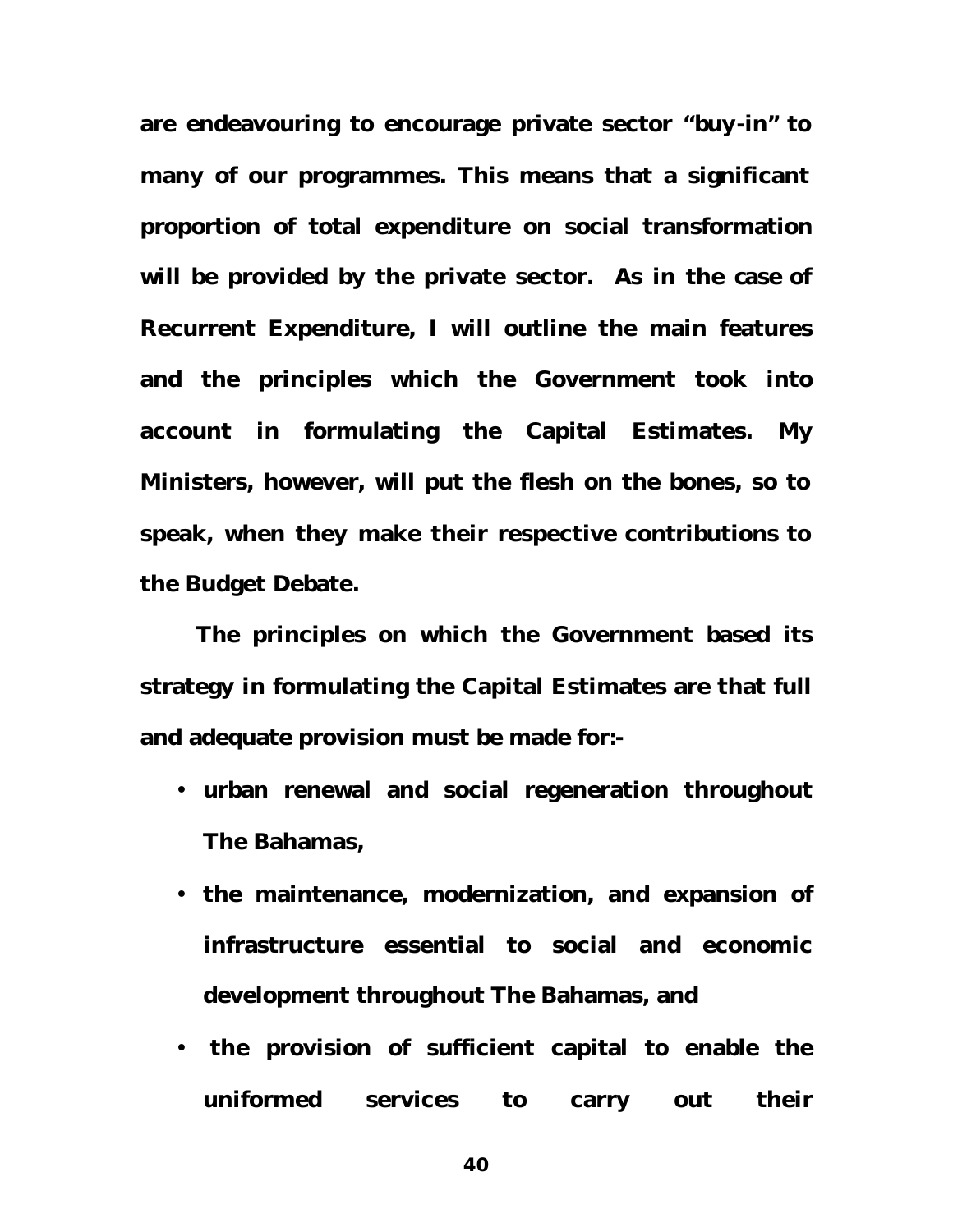**are endeavouring to encourage private sector “buy-in” to many of our programmes. This means that a significant proportion of total expenditure on social transformation will be provided by the private sector. As in the case of Recurrent Expenditure, I will outline the main features and the principles which the Government took into account in formulating the Capital Estimates. My Ministers, however, will put the flesh on the bones, so to speak, when they make their respective contributions to the Budget Debate.**

**The principles on which the Government based its strategy in formulating the Capital Estimates are that full and adequate provision must be made for:-**

- **urban renewal and social regeneration throughout The Bahamas,**
- **the maintenance, modernization, and expansion of infrastructure essential to social and economic development throughout The Bahamas, and**
- **the provision of sufficient capital to enable the uniformed services to carry out their**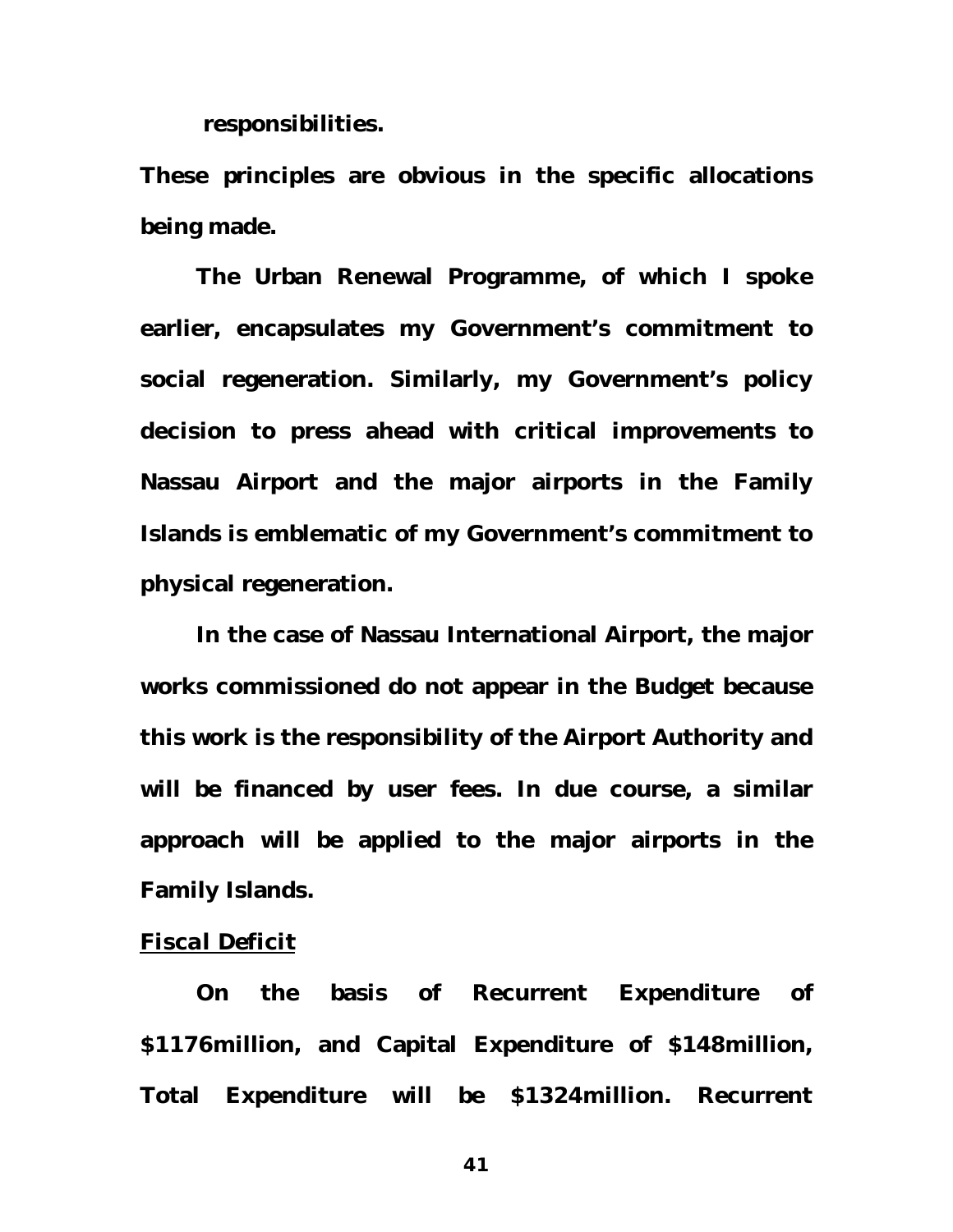responsibilities.

These principles are obvious in the specific allocations being made.

The Urban Renewal Programme, of which I spoke earlier, encapsulates my Government's commitment to social regeneration. Similarly, my Government's policy decision to press ahead with critical improvements to Nassau Airport and the major airports in the Family Islands is emblematic of my Government's commitment to physical regeneration.

In the case of Nassau International Airport, the major works commissioned do not appear in the Budget because this work is the responsibility of the Airport Authority and will be financed by user fees. In due course, a similar approach will be applied to the major airports in the Family Islands.

***Fiscal Deficit***

On the basis of Recurrent Expenditure of $1176million, and Capital Expenditure of $148million, Total Expenditure will be $1324million. Recurrent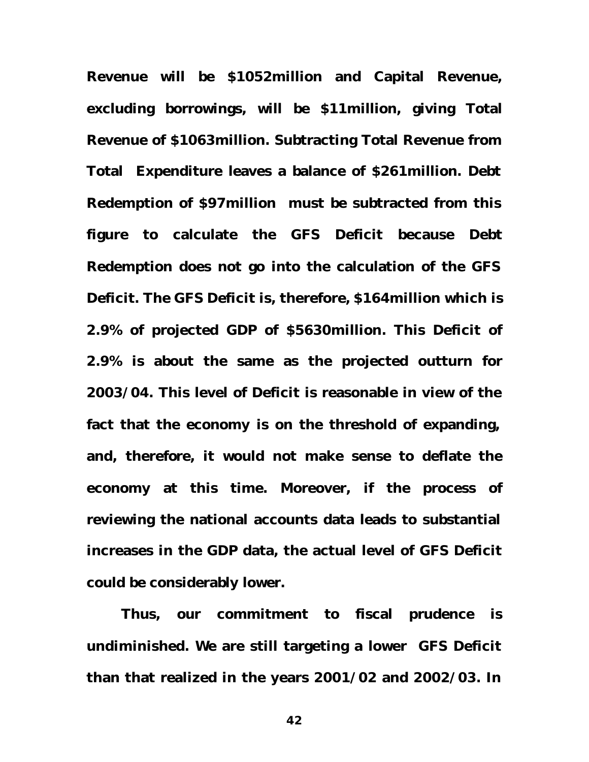**Revenue will be $1052million and Capital Revenue, excluding borrowings, will be $11million, giving Total Revenue of $1063million. Subtracting Total Revenue from Total Expenditure leaves a balance of $261million. Debt Redemption of $97million must be subtracted from this figure to calculate the GFS Deficit because Debt Redemption does not go into the calculation of the GFS Deficit. The GFS Deficit is, therefore, $164million which is 2.9% of projected GDP of $5630million. This Deficit of 2.9% is about the same as the projected outturn for 2003/04. This level of Deficit is reasonable in view of the fact that the economy is on the threshold of expanding, and, therefore, it would not make sense to deflate the economy at this time. Moreover, if the process of reviewing the national accounts data leads to substantial increases in the GDP data, the actual level of GFS Deficit could be considerably lower.**

**Thus, our commitment to fiscal prudence is undiminished. We are still targeting a lower GFS Deficit than that realized in the years 2001/02 and 2002/03. In**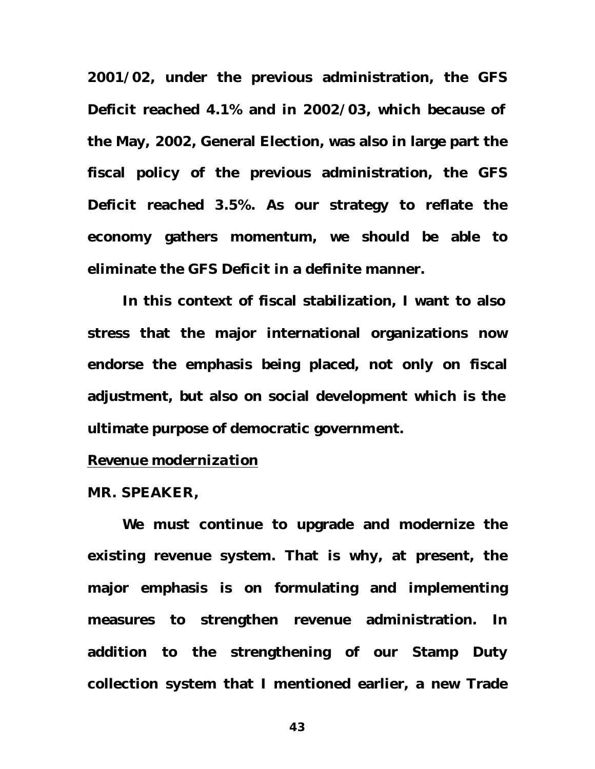**2001/02, under the previous administration, the GFS Deficit reached 4.1% and in 2002/03, which because of the May, 2002, General Election, was also in large part the fiscal policy of the previous administration, the GFS Deficit reached 3.5%. As our strategy to reflate the economy gathers momentum, we should be able to eliminate the GFS Deficit in a definite manner.**

**In this context of fiscal stabilization, I want to also stress that the major international organizations now endorse the emphasis being placed, not only on fiscal adjustment, but also on social development which is the ultimate purpose of democratic government.**

***Revenue modernization***

**MR. SPEAKER,**

**We must continue to upgrade and modernize the existing revenue system. That is why, at present, the major emphasis is on formulating and implementing measures to strengthen revenue administration. In addition to the strengthening of our Stamp Duty collection system that I mentioned earlier, a new Trade**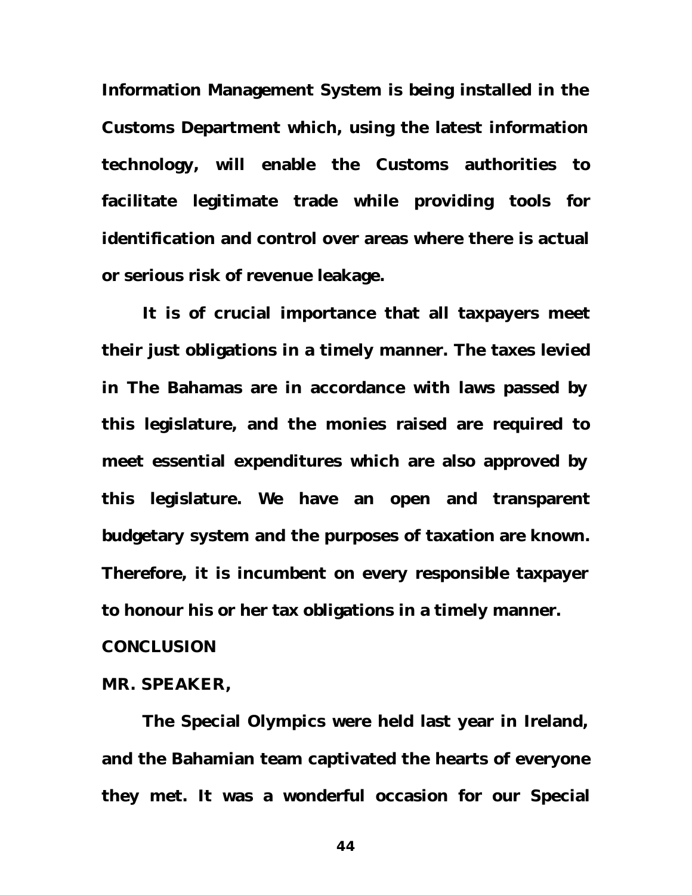**Information Management System is being installed in the Customs Department which, using the latest information technology, will enable the Customs authorities to facilitate legitimate trade while providing tools for identification and control over areas where there is actual or serious risk of revenue leakage.**

**It is of crucial importance that all taxpayers meet their just obligations in a timely manner. The taxes levied in The Bahamas are in accordance with laws passed by this legislature, and the monies raised are required to meet essential expenditures which are also approved by this legislature. We have an open and transparent budgetary system and the purposes of taxation are known. Therefore, it is incumbent on every responsible taxpayer to honour his or her tax obligations in a timely manner.**

## CONCLUSION

**MR. SPEAKER,**

**The Special Olympics were held last year in Ireland, and the Bahamian team captivated the hearts of everyone they met. It was a wonderful occasion for our Special**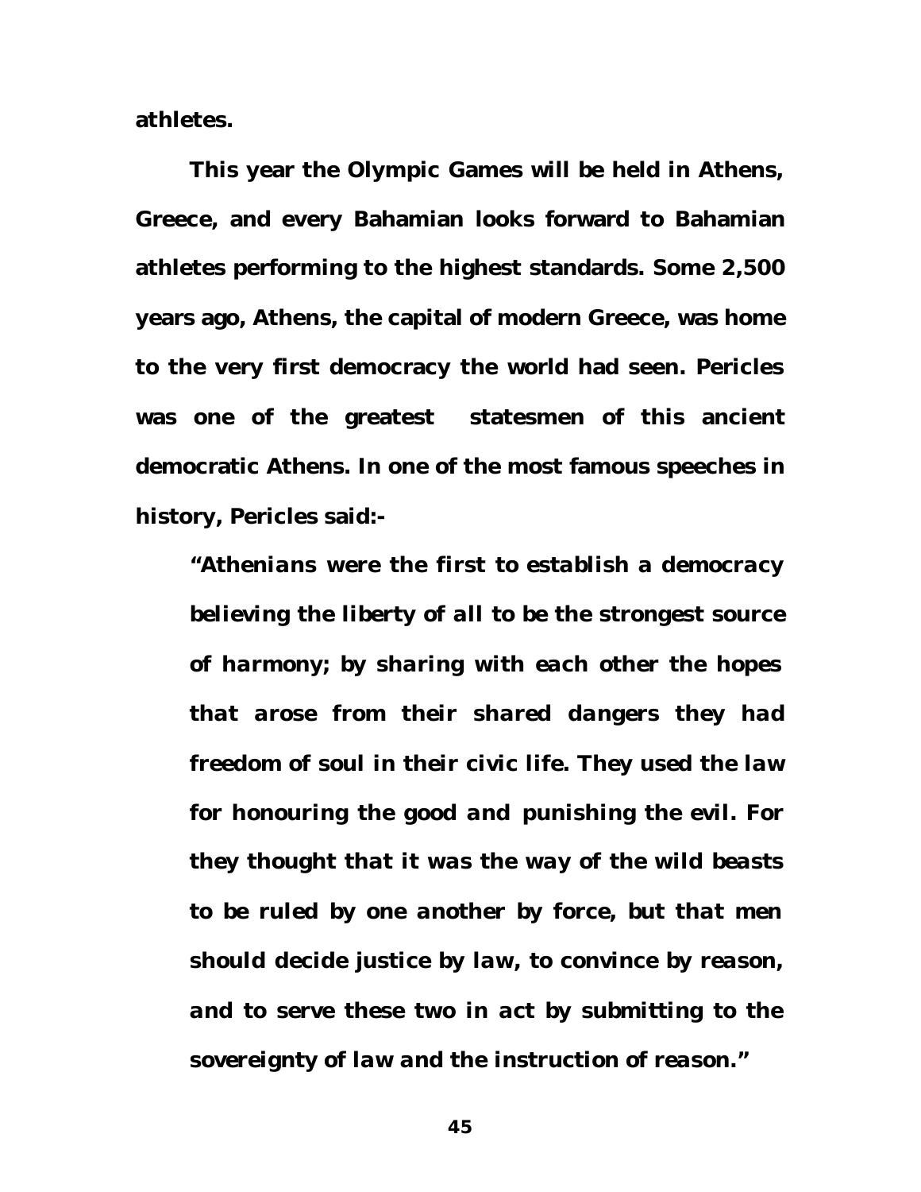**athletes.**

**This year the Olympic Games will be held in Athens, Greece, and every Bahamian looks forward to Bahamian athletes performing to the highest standards. Some 2,500 years ago, Athens, the capital of modern Greece, was home to the very first democracy the world had seen. Pericles was one of the greatest statesmen of this ancient democratic Athens. In one of the most famous speeches in history, Pericles said:-**

> ***"Athenians were the first to establish a democracy believing the liberty of all to be the strongest source of harmony; by sharing with each other the hopes that arose from their shared dangers they had freedom of soul in their civic life. They used the law for honouring the good and punishing the evil. For they thought that it was the way of the wild beasts to be ruled by one another by force, but that men should decide justice by law, to convince by reason, and to serve these two in act by submitting to the sovereignty of law and the instruction of reason."***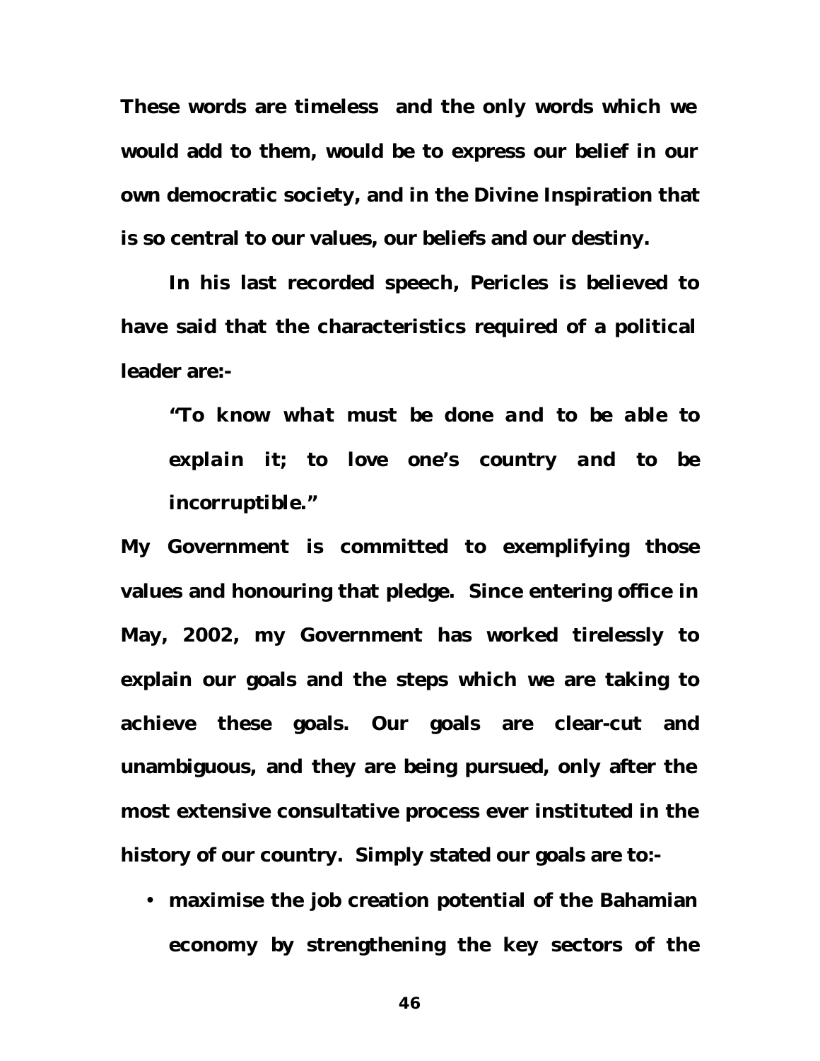**These words are timeless and the only words which we would add to them, would be to express our belief in our own democratic society, and in the Divine Inspiration that is so central to our values, our beliefs and our destiny.**

**In his last recorded speech, Pericles is believed to have said that the characteristics required of a political leader are:-**

> ***"To know what must be done and to be able to explain it; to love one's country and to be incorruptible."***

**My Government is committed to exemplifying those values and honouring that pledge. Since entering office in May, 2002, my Government has worked tirelessly to explain our goals and the steps which we are taking to achieve these goals. Our goals are clear-cut and unambiguous, and they are being pursued, only after the most extensive consultative process ever instituted in the history of our country. Simply stated our goals are to:-**

- **maximise the job creation potential of the Bahamian economy by strengthening the key sectors of the**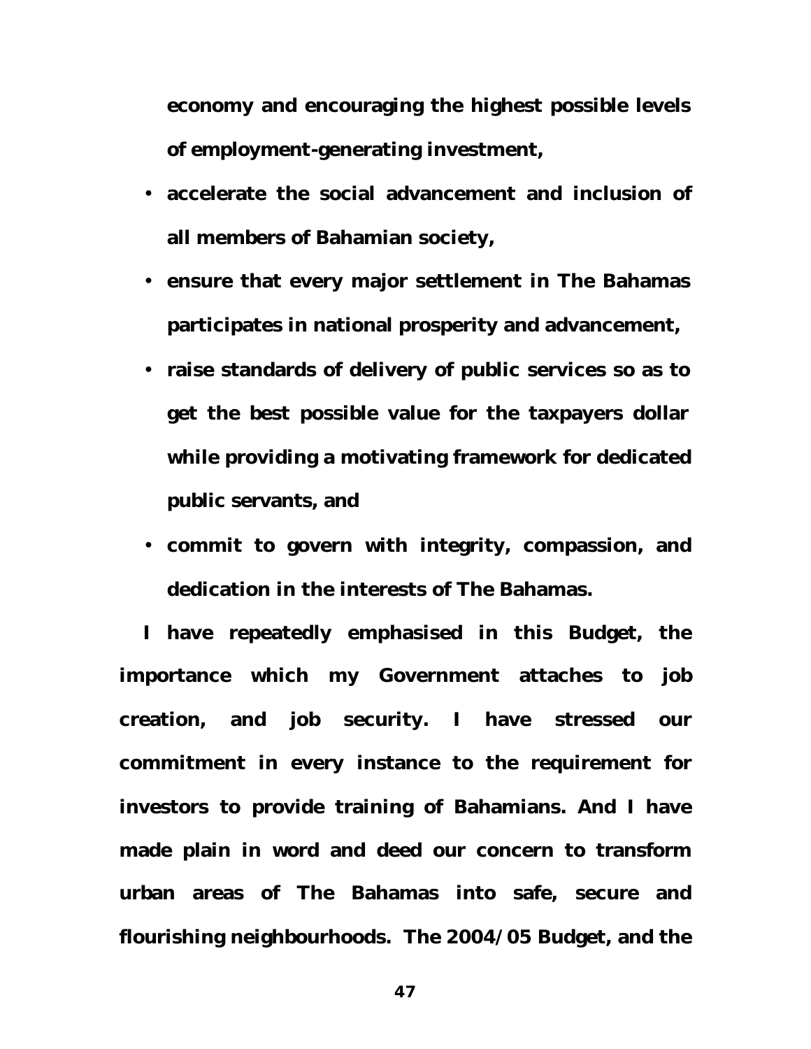**economy and encouraging the highest possible levels of employment-generating investment,**

- **accelerate the social advancement and inclusion of all members of Bahamian society,**
- **ensure that every major settlement in The Bahamas participates in national prosperity and advancement,**
- **raise standards of delivery of public services so as to get the best possible value for the taxpayers dollar while providing a motivating framework for dedicated public servants, and**
- **commit to govern with integrity, compassion, and dedication in the interests of The Bahamas.**

**I have repeatedly emphasised in this Budget, the importance which my Government attaches to job creation, and job security. I have stressed our commitment in every instance to the requirement for investors to provide training of Bahamians. And I have made plain in word and deed our concern to transform urban areas of The Bahamas into safe, secure and flourishing neighbourhoods. The 2004/05 Budget, and the**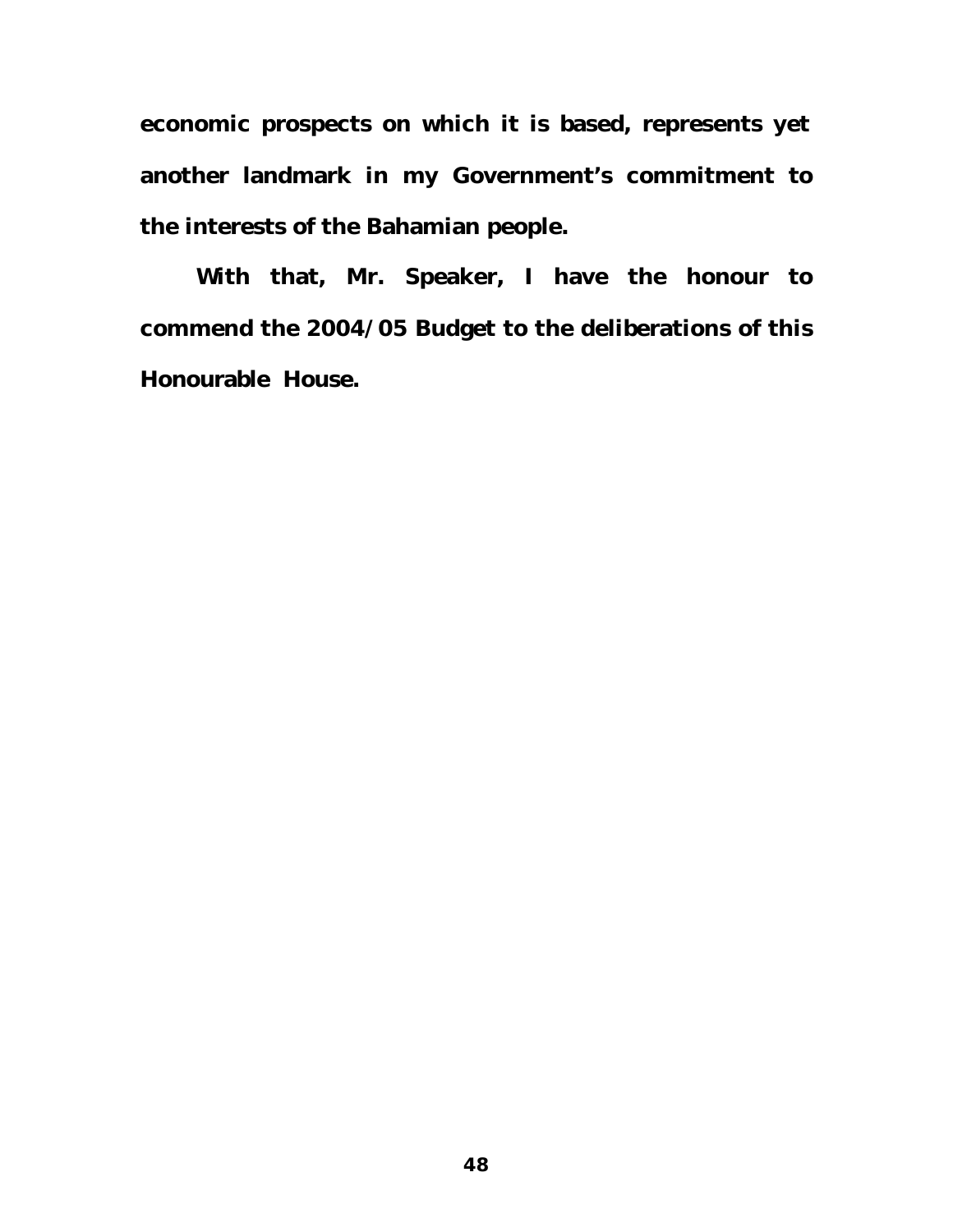**economic prospects on which it is based, represents yet another landmark in my Government's commitment to the interests of the Bahamian people.**

**With that, Mr. Speaker, I have the honour to commend the 2004/05 Budget to the deliberations of this Honourable House.**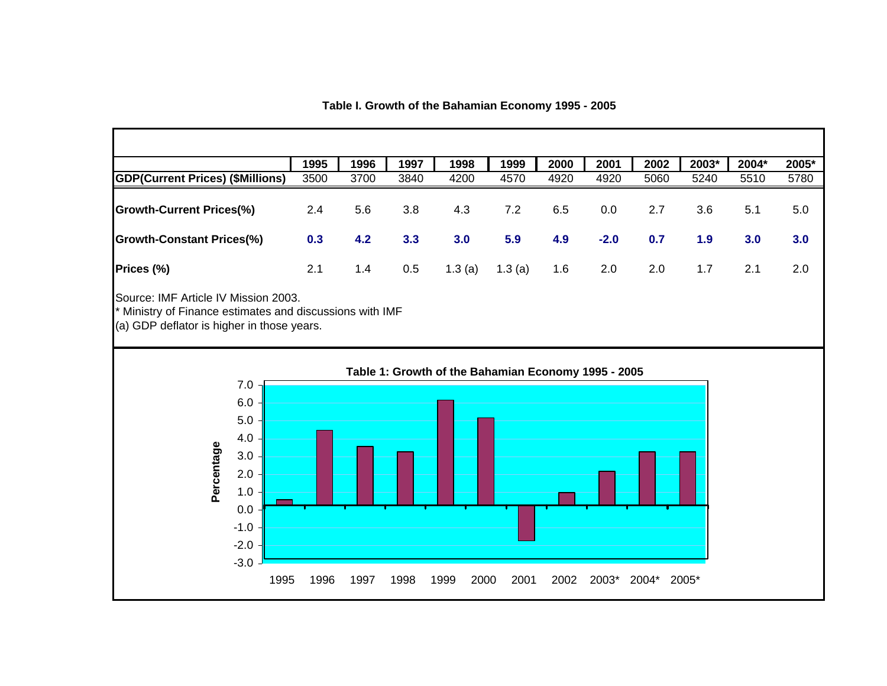**Table I. Growth of the Bahamian Economy 1995 - 2005**

| | 1995 | 1996 | 1997 | 1998 | 1999 | 2000 | 2001 | 2002 | 2003* | 2004* | 2005* |
|---|---|---|---|---|---|---|---|---|---|---|---|
| **GDP(Current Prices) ($Millions)** | 3500 | 3700 | 3840 | 4200 | 4570 | 4920 | 4920 | 5060 | 5240 | 5510 | 5780 |
| **Growth-Current Prices(%)** | 2.4 | 5.6 | 3.8 | 4.3 | 7.2 | 6.5 | 0.0 | 2.7 | 3.6 | 5.1 | 5.0 |
| **Growth-Constant Prices(%)** | **0.3** | **4.2** | **3.3** | **3.0** | **5.9** | **4.9** | **-2.0** | **0.7** | **1.9** | **3.0** | **3.0** |
| **Prices (%)** | 2.1 | 1.4 | 0.5 | 1.3 (a) | 1.3 (a) | 1.6 | 2.0 | 2.0 | 1.7 | 2.1 | 2.0 |

Source: IMF Article IV Mission 2003.
* Ministry of Finance estimates and discussions with IMF
(a) GDP deflator is higher in those years.

**Table 1: Growth of the Bahamian Economy 1995 - 2005**

| Year | Percentage |
|---|---|
| 1995 | 0.3 |
| 1996 | 4.2 |
| 1997 | 3.3 |
| 1998 | 3.0 |
| 1999 | 5.9 |
| 2000 | 4.9 |
| 2001 | -2.0 |
| 2002 | 0.7 |
| 2003* | 1.9 |
| 2004* | 3.0 |
| 2005* | 3.0 |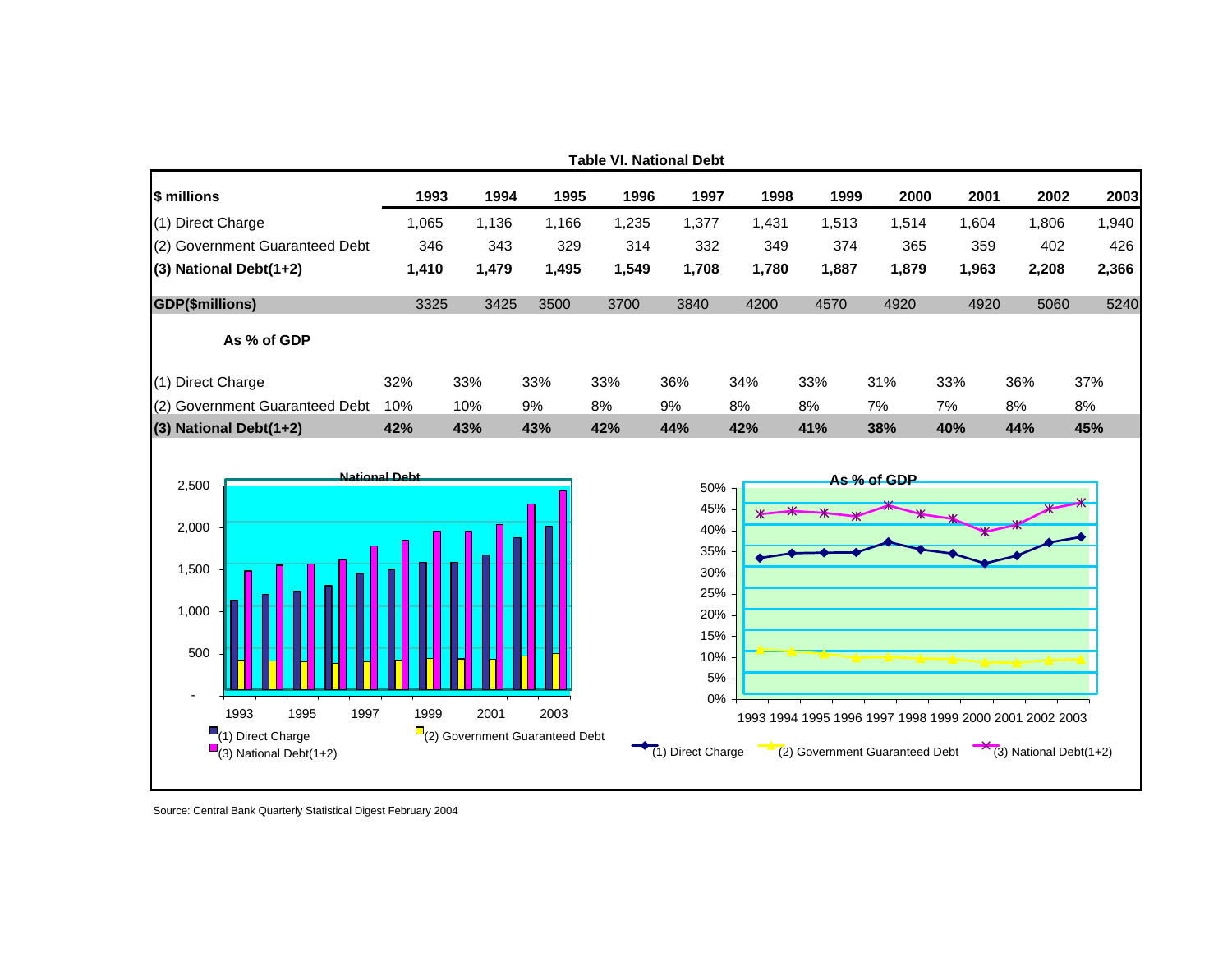**Table VI. National Debt**

| $ millions | 1993 | 1994 | 1995 | 1996 | 1997 | 1998 | 1999 | 2000 | 2001 | 2002 | 2003 |
|---|---|---|---|---|---|---|---|---|---|---|---|
| (1) Direct Charge | 1,065 | 1,136 | 1,166 | 1,235 | 1,377 | 1,431 | 1,513 | 1,514 | 1,604 | 1,806 | 1,940 |
| (2) Government Guaranteed Debt | 346 | 343 | 329 | 314 | 332 | 349 | 374 | 365 | 359 | 402 | 426 |
| **(3) National Debt(1+2)** | **1,410** | **1,479** | **1,495** | **1,549** | **1,708** | **1,780** | **1,887** | **1,879** | **1,963** | **2,208** | **2,366** |
| **GDP($millions)** | 3325 | 3425 | 3500 | 3700 | 3840 | 4200 | 4570 | 4920 | 4920 | 5060 | 5240 |
| **As % of GDP** | | | | | | | | | | | |
| (1) Direct Charge | 32% | 33% | 33% | 33% | 36% | 34% | 33% | 31% | 33% | 36% | 37% |
| (2) Government Guaranteed Debt | 10% | 10% | 9% | 8% | 9% | 8% | 8% | 7% | 7% | 8% | 8% |
| **(3) National Debt(1+2)** | **42%** | **43%** | **43%** | **42%** | **44%** | **42%** | **41%** | **38%** | **40%** | **44%** | **45%** |

Source: Central Bank Quarterly Statistical Digest February 2004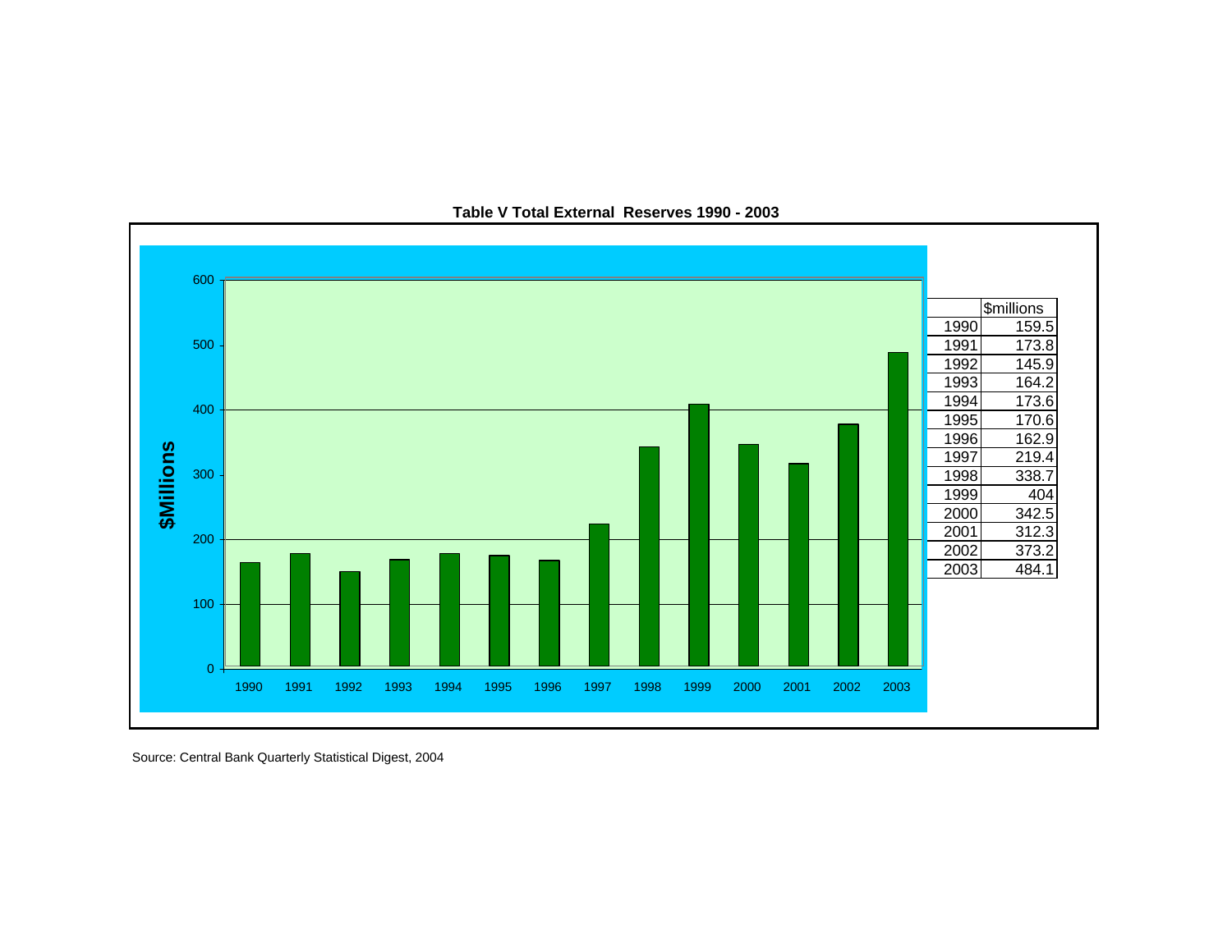**Table V Total External Reserves 1990 - 2003**

| Year | $millions |
|---|---|
| 1990 | 159.5 |
| 1991 | 173.8 |
| 1992 | 145.9 |
| 1993 | 164.2 |
| 1994 | 173.6 |
| 1995 | 170.6 |
| 1996 | 162.9 |
| 1997 | 219.4 |
| 1998 | 338.7 |
| 1999 | 404 |
| 2000 | 342.5 |
| 2001 | 312.3 |
| 2002 | 373.2 |
| 2003 | 484.1 |

Source: Central Bank Quarterly Statistical Digest, 2004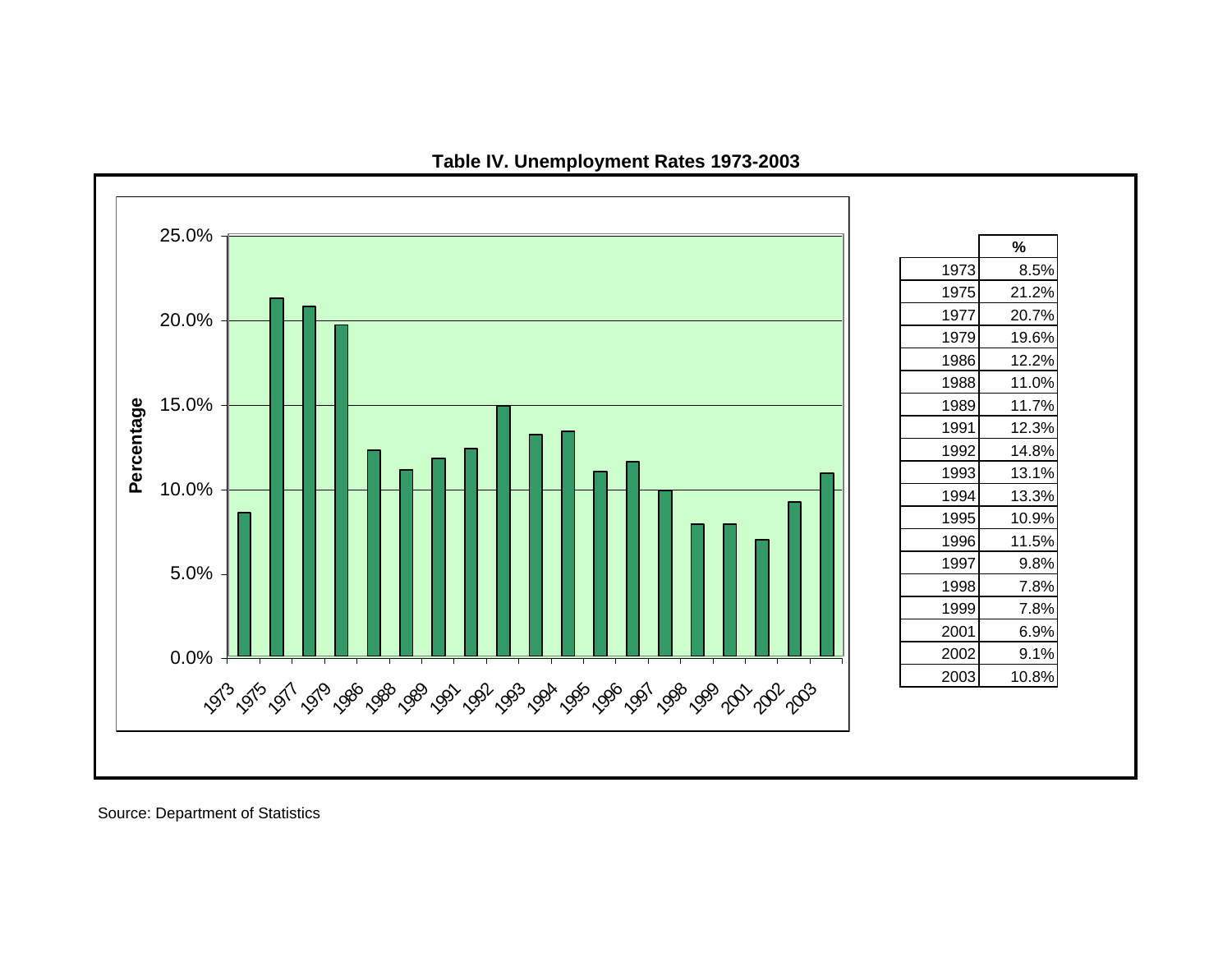**Table IV. Unemployment Rates 1973-2003**

| | % |
|---|---|
| 1973 | 8.5% |
| 1975 | 21.2% |
| 1977 | 20.7% |
| 1979 | 19.6% |
| 1986 | 12.2% |
| 1988 | 11.0% |
| 1989 | 11.7% |
| 1991 | 12.3% |
| 1992 | 14.8% |
| 1993 | 13.1% |
| 1994 | 13.3% |
| 1995 | 10.9% |
| 1996 | 11.5% |
| 1997 | 9.8% |
| 1998 | 7.8% |
| 1999 | 7.8% |
| 2001 | 6.9% |
| 2002 | 9.1% |
| 2003 | 10.8% |

Source: Department of Statistics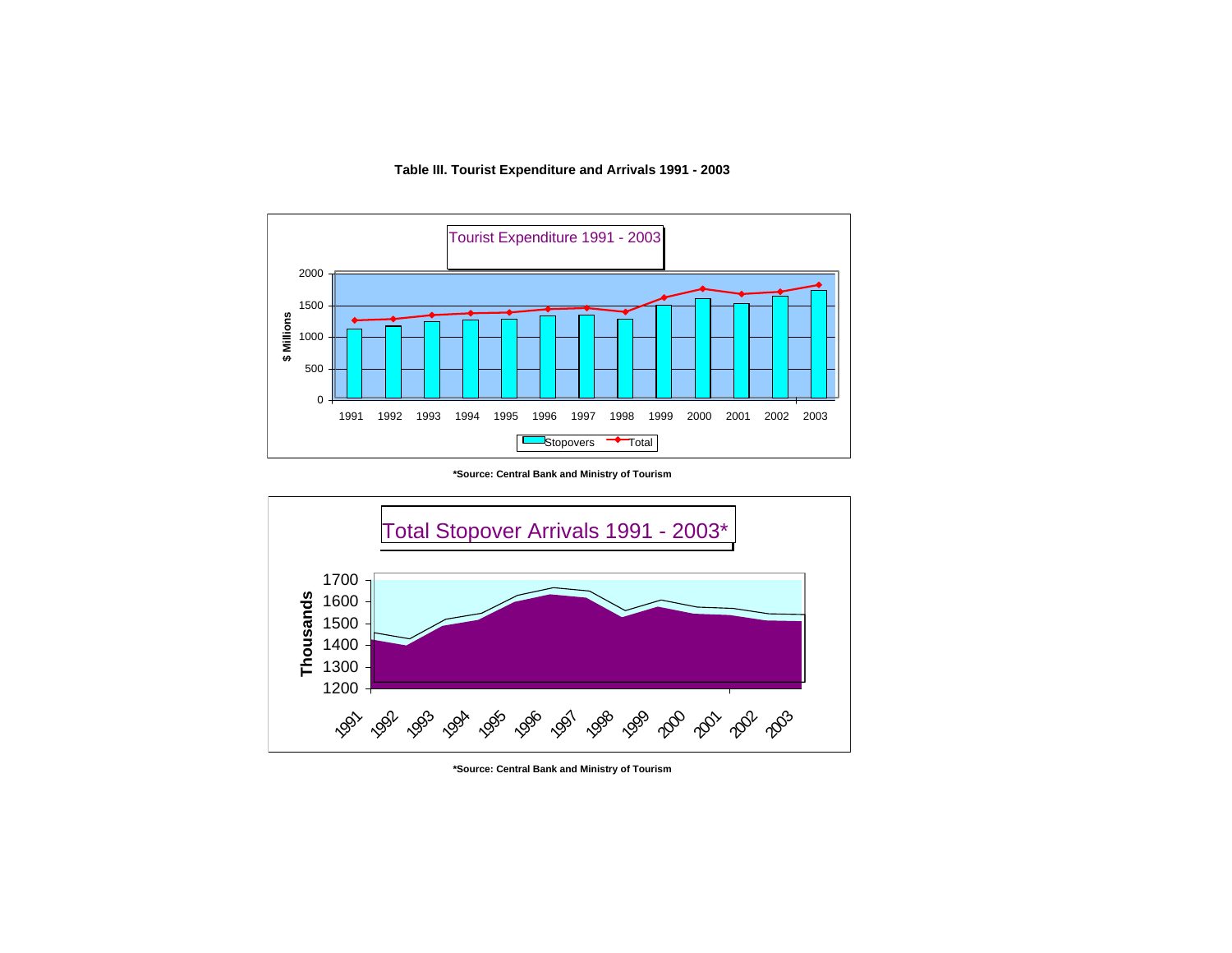**Table III. Tourist Expenditure and Arrivals 1991 - 2003**

Tourist Expenditure 1991 - 2003

$ Millions

Stopovers — Total

**\*Source: Central Bank and Ministry of Tourism**

Total Stopover Arrivals 1991 - 2003*

Thousands

**\*Source: Central Bank and Ministry of Tourism**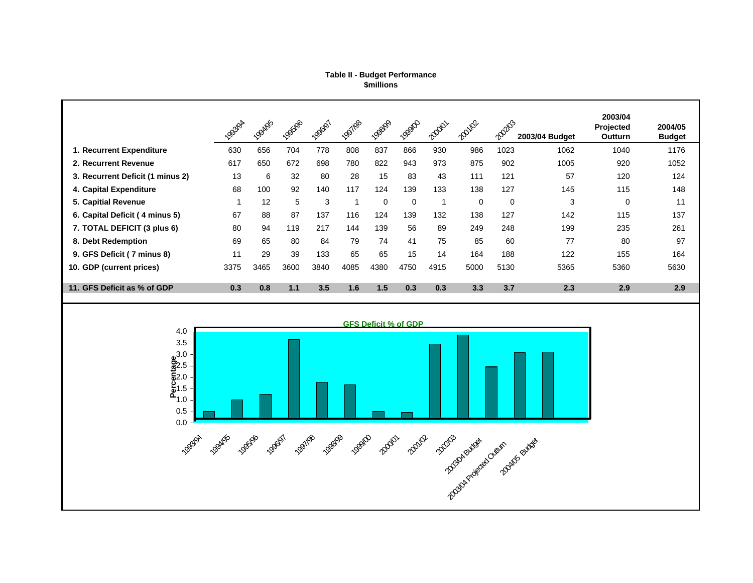**Table II - Budget Performance**
**$millions**

| | 1993/94 | 1994/95 | 1995/96 | 1996/97 | 1997/98 | 1998/99 | 1999/00 | 2000/01 | 2001/02 | 2002/03 | 2003/04 Budget | 2003/04 Projected Outturn | 2004/05 Budget |
|---|---|---|---|---|---|---|---|---|---|---|---|---|---|
| **1. Recurrent Expenditure** | 630 | 656 | 704 | 778 | 808 | 837 | 866 | 930 | 986 | 1023 | 1062 | 1040 | 1176 |
| **2. Recurrent Revenue** | 617 | 650 | 672 | 698 | 780 | 822 | 943 | 973 | 875 | 902 | 1005 | 920 | 1052 |
| **3. Recurrent Deficit (1 minus 2)** | 13 | 6 | 32 | 80 | 28 | 15 | 83 | 43 | 111 | 121 | 57 | 120 | 124 |
| **4. Capital Expenditure** | 68 | 100 | 92 | 140 | 117 | 124 | 139 | 133 | 138 | 127 | 145 | 115 | 148 |
| **5. Capitial Revenue** | 1 | 12 | 5 | 3 | 1 | 0 | 0 | 1 | 0 | 0 | 3 | 0 | 11 |
| **6. Capital Deficit ( 4 minus 5)** | 67 | 88 | 87 | 137 | 116 | 124 | 139 | 132 | 138 | 127 | 142 | 115 | 137 |
| **7. TOTAL DEFICIT (3 plus 6)** | 80 | 94 | 119 | 217 | 144 | 139 | 56 | 89 | 249 | 248 | 199 | 235 | 261 |
| **8. Debt Redemption** | 69 | 65 | 80 | 84 | 79 | 74 | 41 | 75 | 85 | 60 | 77 | 80 | 97 |
| **9. GFS Deficit ( 7 minus 8)** | 11 | 29 | 39 | 133 | 65 | 65 | 15 | 14 | 164 | 188 | 122 | 155 | 164 |
| **10. GDP (current prices)** | 3375 | 3465 | 3600 | 3840 | 4085 | 4380 | 4750 | 4915 | 5000 | 5130 | 5365 | 5360 | 5630 |
| **11. GFS Deficit as % of GDP** | **0.3** | **0.8** | **1.1** | **3.5** | **1.6** | **1.5** | **0.3** | **0.3** | **3.3** | **3.7** | **2.3** | **2.9** | **2.9** |

**GFS Deficit % of GDP**

Percentage

0.0, 0.5, 1.0, 1.5, 2.0, 2.5, 3.0, 3.5, 4.0

1993/94, 1994/95, 1995/96, 1996/97, 1997/98, 1998/99, 1999/00, 2000/01, 2001/02, 2002/03, 2003/04 Budget, 2003/04 Projected Outturn, 2004/05 Budget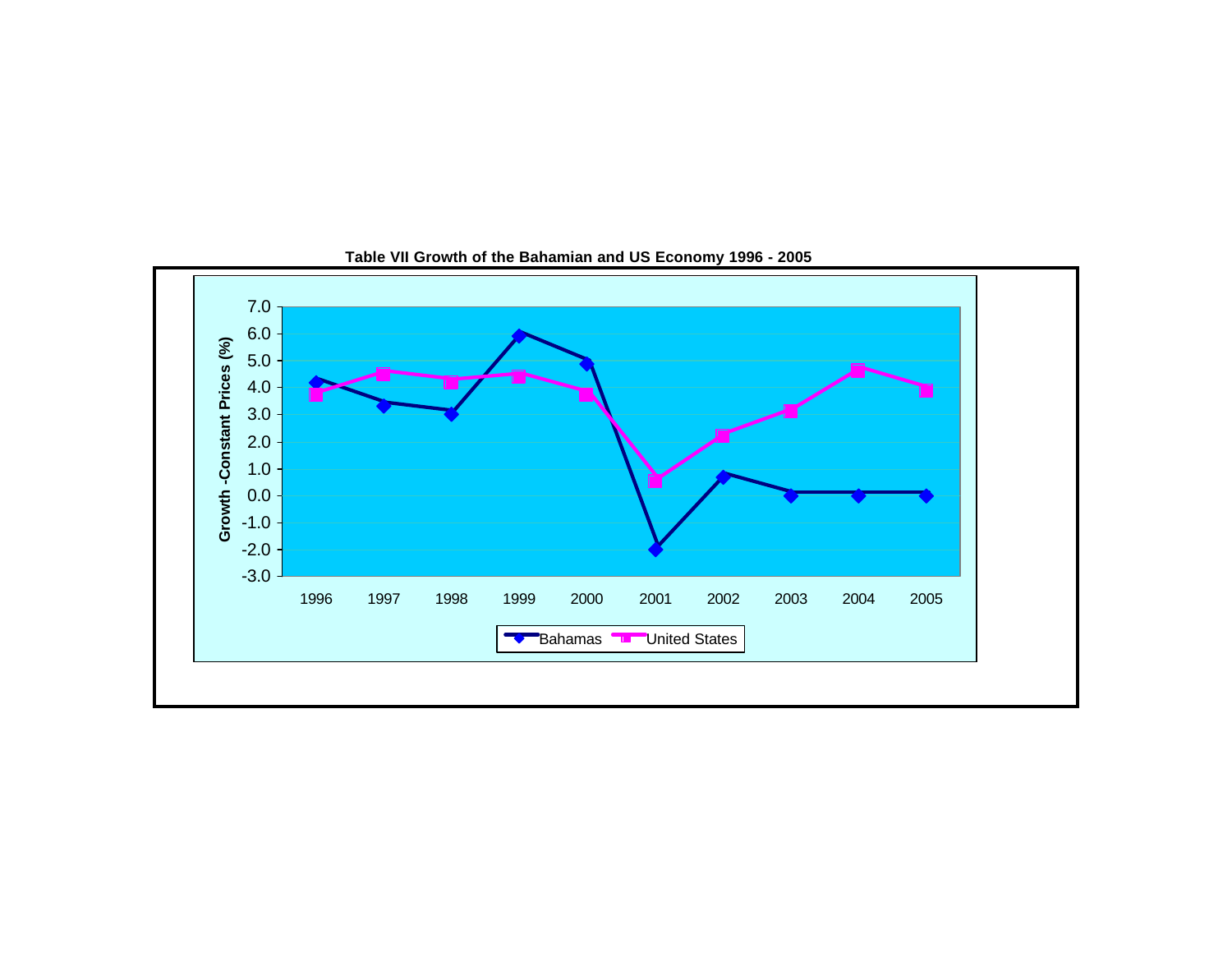**Table VII Growth of the Bahamian and US Economy 1996 - 2005**

Growth -Constant Prices (%)

7.0
6.0
5.0
4.0
3.0
2.0
1.0
0.0
-1.0
-2.0
-3.0

1996 1997 1998 1999 2000 2001 2002 2003 2004 2005

Bahamas United States